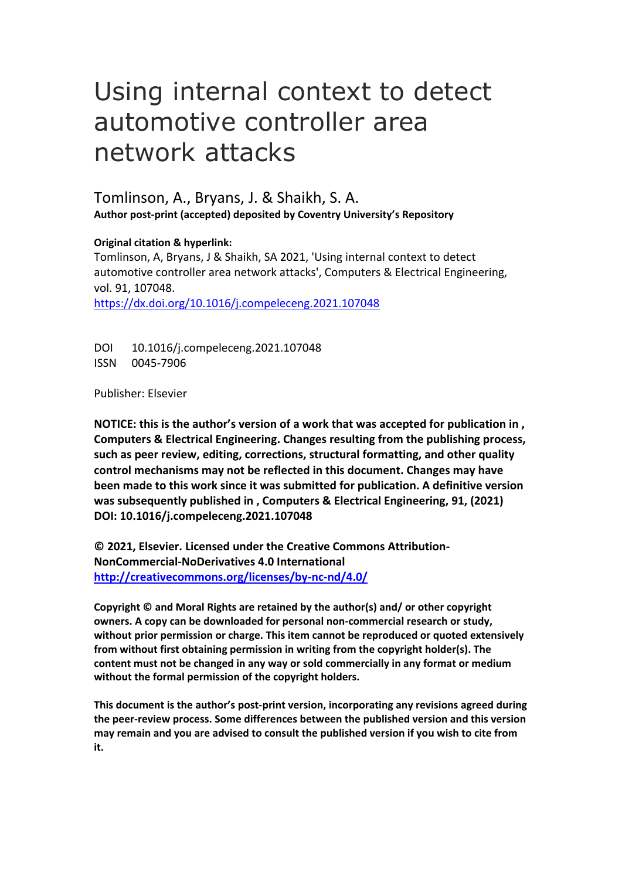# Using internal context to detect automotive controller area network attacks

Tomlinson, A., Bryans, J. & Shaikh, S. A.

**Author post-print (accepted) deposited by Coventry University's Repository**

**Original citation & hyperlink:**

Tomlinson, A, Bryans, J & Shaikh, SA 2021, 'Using internal context to detect automotive controller area network attacks', Computers & Electrical Engineering, vol. 91, 107048.

https://dx.doi.org/10.1016/j.compeleceng.2021.107048

DOI 10.1016/j.compeleceng.2021.107048
ISSN 0045-7906

Publisher: Elsevier

**NOTICE: this is the author's version of a work that was accepted for publication in , Computers & Electrical Engineering. Changes resulting from the publishing process, such as peer review, editing, corrections, structural formatting, and other quality control mechanisms may not be reflected in this document. Changes may have been made to this work since it was submitted for publication. A definitive version was subsequently published in , Computers & Electrical Engineering, 91, (2021) DOI: 10.1016/j.compeleceng.2021.107048**

**© 2021, Elsevier. Licensed under the Creative Commons Attribution-NonCommercial-NoDerivatives 4.0 International**
**http://creativecommons.org/licenses/by-nc-nd/4.0/**

**Copyright © and Moral Rights are retained by the author(s) and/ or other copyright owners. A copy can be downloaded for personal non-commercial research or study, without prior permission or charge. This item cannot be reproduced or quoted extensively from without first obtaining permission in writing from the copyright holder(s). The content must not be changed in any way or sold commercially in any format or medium without the formal permission of the copyright holders.**

**This document is the author's post-print version, incorporating any revisions agreed during the peer-review process. Some differences between the published version and this version may remain and you are advised to consult the published version if you wish to cite from it.**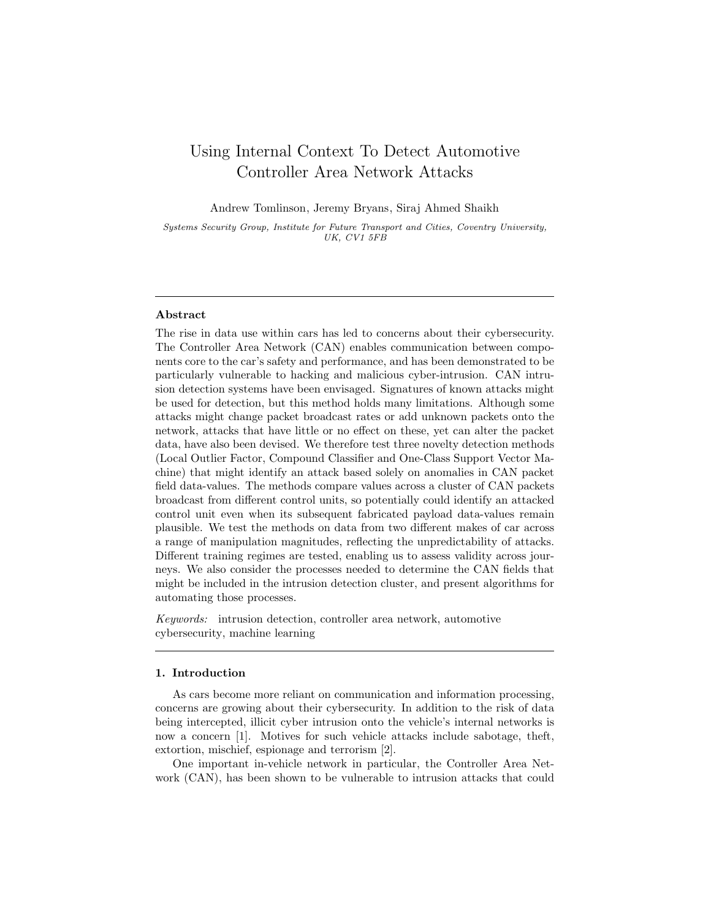# Using Internal Context To Detect Automotive Controller Area Network Attacks

Andrew Tomlinson, Jeremy Bryans, Siraj Ahmed Shaikh

*Systems Security Group, Institute for Future Transport and Cities, Coventry University, UK, CV1 5FB*

---

### Abstract

The rise in data use within cars has led to concerns about their cybersecurity. The Controller Area Network (CAN) enables communication between components core to the car's safety and performance, and has been demonstrated to be particularly vulnerable to hacking and malicious cyber-intrusion. CAN intrusion detection systems have been envisaged. Signatures of known attacks might be used for detection, but this method holds many limitations. Although some attacks might change packet broadcast rates or add unknown packets onto the network, attacks that have little or no effect on these, yet can alter the packet data, have also been devised. We therefore test three novelty detection methods (Local Outlier Factor, Compound Classifier and One-Class Support Vector Machine) that might identify an attack based solely on anomalies in CAN packet field data-values. The methods compare values across a cluster of CAN packets broadcast from different control units, so potentially could identify an attacked control unit even when its subsequent fabricated payload data-values remain plausible. We test the methods on data from two different makes of car across a range of manipulation magnitudes, reflecting the unpredictability of attacks. Different training regimes are tested, enabling us to assess validity across journeys. We also consider the processes needed to determine the CAN fields that might be included in the intrusion detection cluster, and present algorithms for automating those processes.

*Keywords:* intrusion detection, controller area network, automotive cybersecurity, machine learning

---

## 1. Introduction

As cars become more reliant on communication and information processing, concerns are growing about their cybersecurity. In addition to the risk of data being intercepted, illicit cyber intrusion onto the vehicle's internal networks is now a concern [1]. Motives for such vehicle attacks include sabotage, theft, extortion, mischief, espionage and terrorism [2].

One important in-vehicle network in particular, the Controller Area Network (CAN), has been shown to be vulnerable to intrusion attacks that could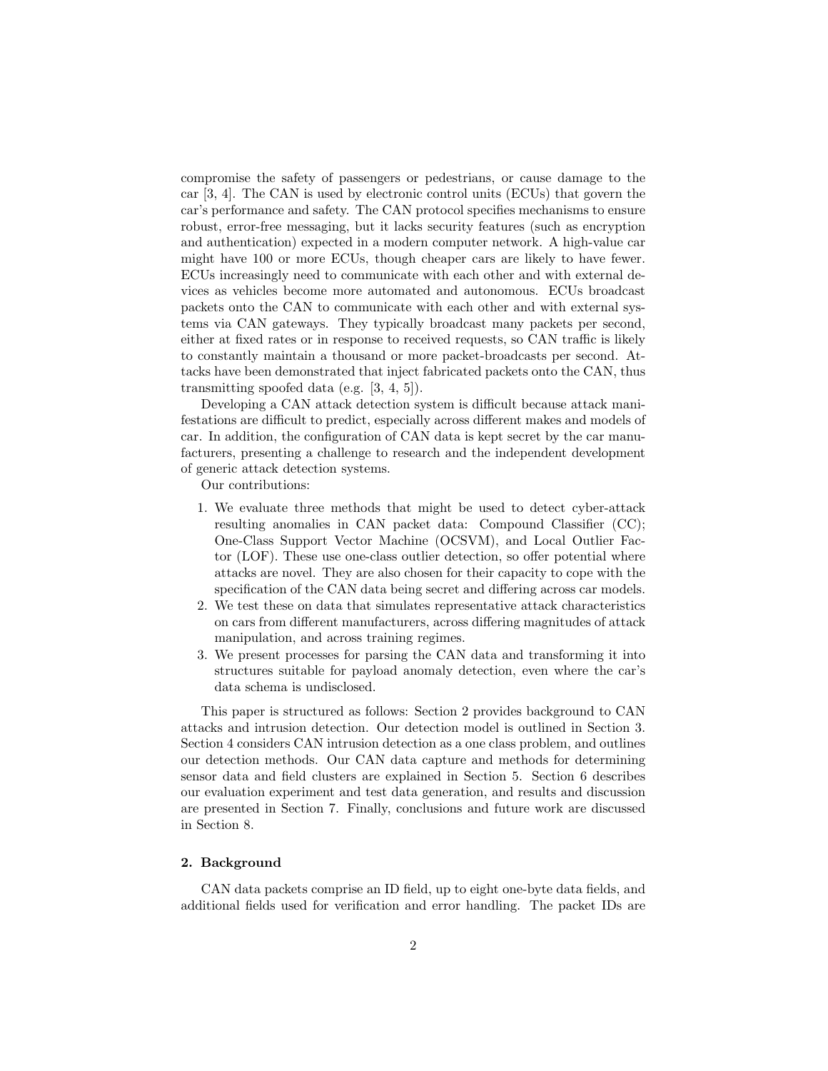compromise the safety of passengers or pedestrians, or cause damage to the car [3, 4]. The CAN is used by electronic control units (ECUs) that govern the car's performance and safety. The CAN protocol specifies mechanisms to ensure robust, error-free messaging, but it lacks security features (such as encryption and authentication) expected in a modern computer network. A high-value car might have 100 or more ECUs, though cheaper cars are likely to have fewer. ECUs increasingly need to communicate with each other and with external devices as vehicles become more automated and autonomous. ECUs broadcast packets onto the CAN to communicate with each other and with external systems via CAN gateways. They typically broadcast many packets per second, either at fixed rates or in response to received requests, so CAN traffic is likely to constantly maintain a thousand or more packet-broadcasts per second. Attacks have been demonstrated that inject fabricated packets onto the CAN, thus transmitting spoofed data (e.g. [3, 4, 5]).

Developing a CAN attack detection system is difficult because attack manifestations are difficult to predict, especially across different makes and models of car. In addition, the configuration of CAN data is kept secret by the car manufacturers, presenting a challenge to research and the independent development of generic attack detection systems.

Our contributions:

1. We evaluate three methods that might be used to detect cyber-attack resulting anomalies in CAN packet data: Compound Classifier (CC); One-Class Support Vector Machine (OCSVM), and Local Outlier Factor (LOF). These use one-class outlier detection, so offer potential where attacks are novel. They are also chosen for their capacity to cope with the specification of the CAN data being secret and differing across car models.
2. We test these on data that simulates representative attack characteristics on cars from different manufacturers, across differing magnitudes of attack manipulation, and across training regimes.
3. We present processes for parsing the CAN data and transforming it into structures suitable for payload anomaly detection, even where the car's data schema is undisclosed.

This paper is structured as follows: Section 2 provides background to CAN attacks and intrusion detection. Our detection model is outlined in Section 3. Section 4 considers CAN intrusion detection as a one class problem, and outlines our detection methods. Our CAN data capture and methods for determining sensor data and field clusters are explained in Section 5. Section 6 describes our evaluation experiment and test data generation, and results and discussion are presented in Section 7. Finally, conclusions and future work are discussed in Section 8.

## 2. Background

CAN data packets comprise an ID field, up to eight one-byte data fields, and additional fields used for verification and error handling. The packet IDs are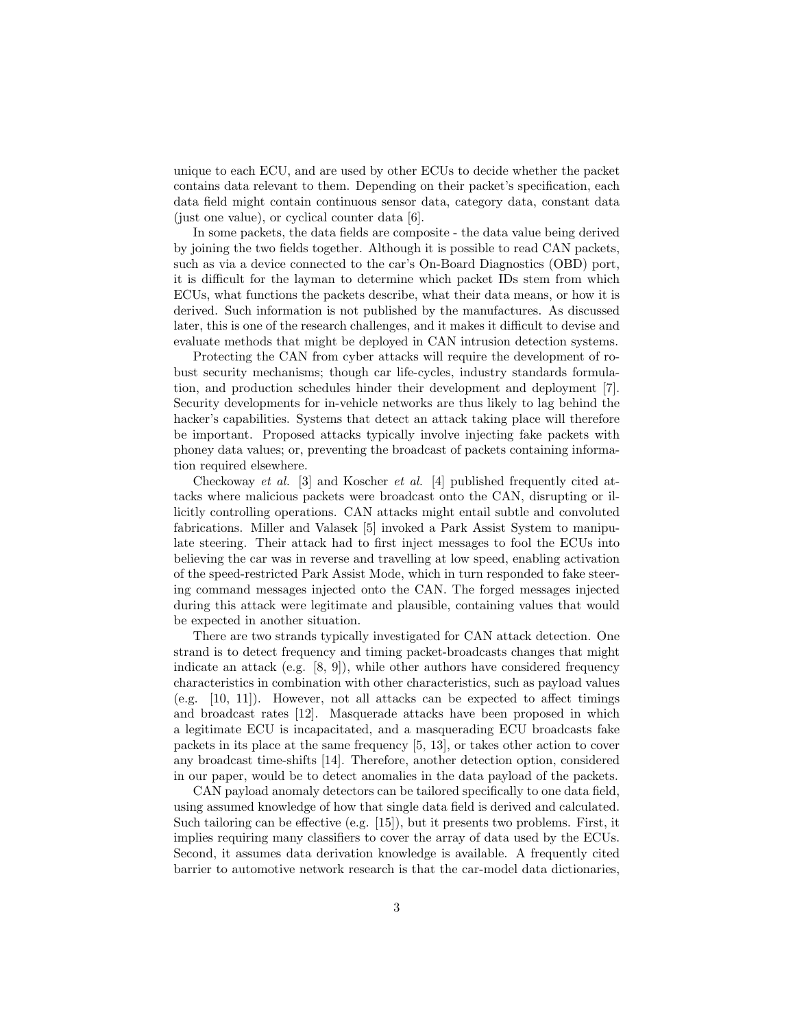unique to each ECU, and are used by other ECUs to decide whether the packet contains data relevant to them. Depending on their packet's specification, each data field might contain continuous sensor data, category data, constant data (just one value), or cyclical counter data [6].

In some packets, the data fields are composite - the data value being derived by joining the two fields together. Although it is possible to read CAN packets, such as via a device connected to the car's On-Board Diagnostics (OBD) port, it is difficult for the layman to determine which packet IDs stem from which ECUs, what functions the packets describe, what their data means, or how it is derived. Such information is not published by the manufactures. As discussed later, this is one of the research challenges, and it makes it difficult to devise and evaluate methods that might be deployed in CAN intrusion detection systems.

Protecting the CAN from cyber attacks will require the development of robust security mechanisms; though car life-cycles, industry standards formulation, and production schedules hinder their development and deployment [7]. Security developments for in-vehicle networks are thus likely to lag behind the hacker's capabilities. Systems that detect an attack taking place will therefore be important. Proposed attacks typically involve injecting fake packets with phoney data values; or, preventing the broadcast of packets containing information required elsewhere.

Checkoway *et al.* [3] and Koscher *et al.* [4] published frequently cited attacks where malicious packets were broadcast onto the CAN, disrupting or illicitly controlling operations. CAN attacks might entail subtle and convoluted fabrications. Miller and Valasek [5] invoked a Park Assist System to manipulate steering. Their attack had to first inject messages to fool the ECUs into believing the car was in reverse and travelling at low speed, enabling activation of the speed-restricted Park Assist Mode, which in turn responded to fake steering command messages injected onto the CAN. The forged messages injected during this attack were legitimate and plausible, containing values that would be expected in another situation.

There are two strands typically investigated for CAN attack detection. One strand is to detect frequency and timing packet-broadcasts changes that might indicate an attack (e.g. [8, 9]), while other authors have considered frequency characteristics in combination with other characteristics, such as payload values (e.g. [10, 11]). However, not all attacks can be expected to affect timings and broadcast rates [12]. Masquerade attacks have been proposed in which a legitimate ECU is incapacitated, and a masquerading ECU broadcasts fake packets in its place at the same frequency [5, 13], or takes other action to cover any broadcast time-shifts [14]. Therefore, another detection option, considered in our paper, would be to detect anomalies in the data payload of the packets.

CAN payload anomaly detectors can be tailored specifically to one data field, using assumed knowledge of how that single data field is derived and calculated. Such tailoring can be effective (e.g. [15]), but it presents two problems. First, it implies requiring many classifiers to cover the array of data used by the ECUs. Second, it assumes data derivation knowledge is available. A frequently cited barrier to automotive network research is that the car-model data dictionaries,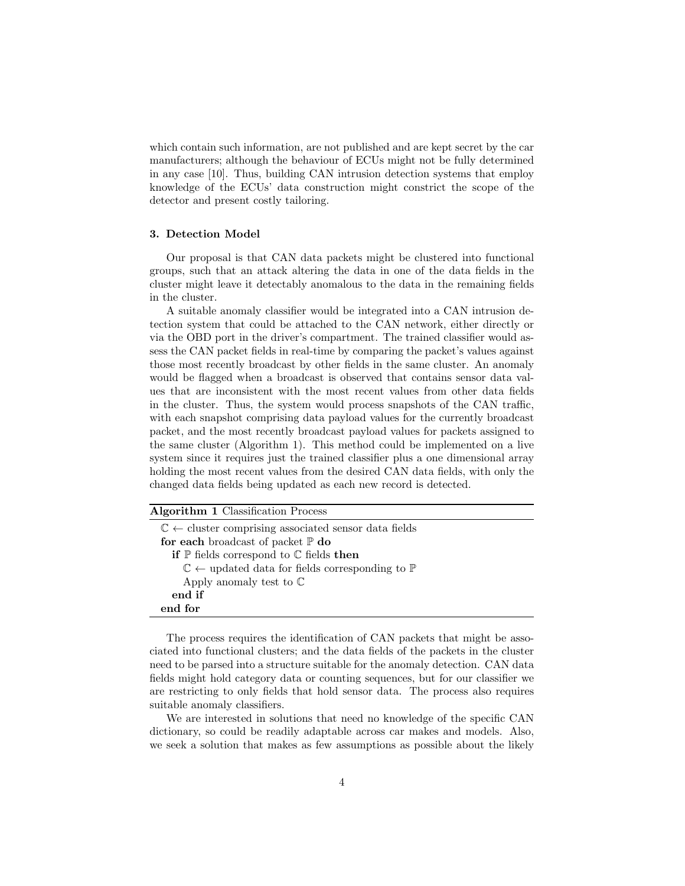which contain such information, are not published and are kept secret by the car manufacturers; although the behaviour of ECUs might not be fully determined in any case [10]. Thus, building CAN intrusion detection systems that employ knowledge of the ECUs' data construction might constrict the scope of the detector and present costly tailoring.

### 3. Detection Model

Our proposal is that CAN data packets might be clustered into functional groups, such that an attack altering the data in one of the data fields in the cluster might leave it detectably anomalous to the data in the remaining fields in the cluster.

A suitable anomaly classifier would be integrated into a CAN intrusion detection system that could be attached to the CAN network, either directly or via the OBD port in the driver's compartment. The trained classifier would assess the CAN packet fields in real-time by comparing the packet's values against those most recently broadcast by other fields in the same cluster. An anomaly would be flagged when a broadcast is observed that contains sensor data values that are inconsistent with the most recent values from other data fields in the cluster. Thus, the system would process snapshots of the CAN traffic, with each snapshot comprising data payload values for the currently broadcast packet, and the most recently broadcast payload values for packets assigned to the same cluster (Algorithm 1). This method could be implemented on a live system since it requires just the trained classifier plus a one dimensional array holding the most recent values from the desired CAN data fields, with only the changed data fields being updated as each new record is detected.

**Algorithm 1** Classification Process

$\mathbb{C} \leftarrow$ cluster comprising associated sensor data fields
**for each** broadcast of packet $\mathbb{P}$ **do**
  **if** $\mathbb{P}$ fields correspond to $\mathbb{C}$ fields **then**
    $\mathbb{C} \leftarrow$ updated data for fields corresponding to $\mathbb{P}$
    Apply anomaly test to $\mathbb{C}$
  **end if**
**end for**

The process requires the identification of CAN packets that might be associated into functional clusters; and the data fields of the packets in the cluster need to be parsed into a structure suitable for the anomaly detection. CAN data fields might hold category data or counting sequences, but for our classifier we are restricting to only fields that hold sensor data. The process also requires suitable anomaly classifiers.

We are interested in solutions that need no knowledge of the specific CAN dictionary, so could be readily adaptable across car makes and models. Also, we seek a solution that makes as few assumptions as possible about the likely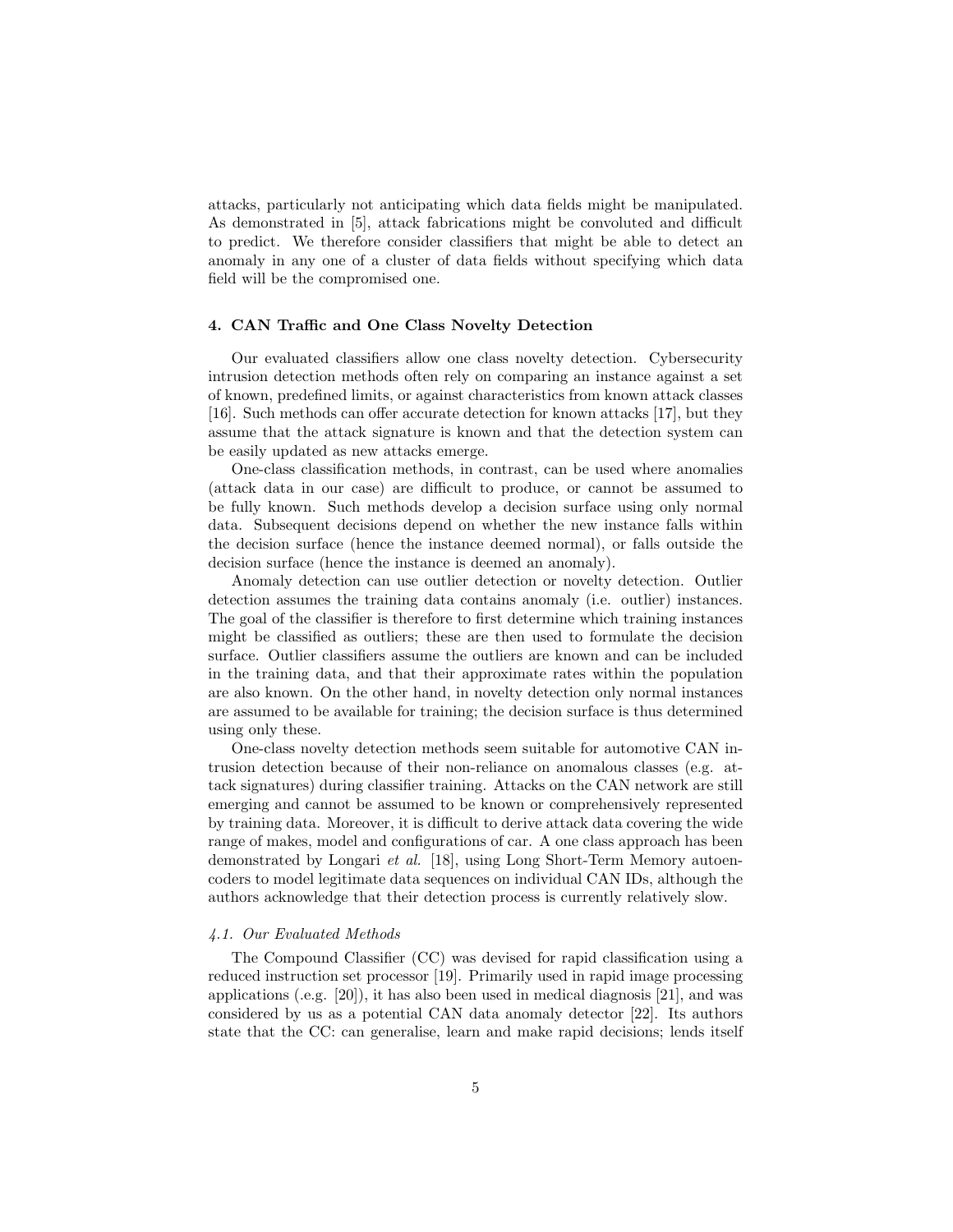attacks, particularly not anticipating which data fields might be manipulated. As demonstrated in [5], attack fabrications might be convoluted and difficult to predict. We therefore consider classifiers that might be able to detect an anomaly in any one of a cluster of data fields without specifying which data field will be the compromised one.

## 4. CAN Traffic and One Class Novelty Detection

Our evaluated classifiers allow one class novelty detection. Cybersecurity intrusion detection methods often rely on comparing an instance against a set of known, predefined limits, or against characteristics from known attack classes [16]. Such methods can offer accurate detection for known attacks [17], but they assume that the attack signature is known and that the detection system can be easily updated as new attacks emerge.

One-class classification methods, in contrast, can be used where anomalies (attack data in our case) are difficult to produce, or cannot be assumed to be fully known. Such methods develop a decision surface using only normal data. Subsequent decisions depend on whether the new instance falls within the decision surface (hence the instance deemed normal), or falls outside the decision surface (hence the instance is deemed an anomaly).

Anomaly detection can use outlier detection or novelty detection. Outlier detection assumes the training data contains anomaly (i.e. outlier) instances. The goal of the classifier is therefore to first determine which training instances might be classified as outliers; these are then used to formulate the decision surface. Outlier classifiers assume the outliers are known and can be included in the training data, and that their approximate rates within the population are also known. On the other hand, in novelty detection only normal instances are assumed to be available for training; the decision surface is thus determined using only these.

One-class novelty detection methods seem suitable for automotive CAN intrusion detection because of their non-reliance on anomalous classes (e.g. attack signatures) during classifier training. Attacks on the CAN network are still emerging and cannot be assumed to be known or comprehensively represented by training data. Moreover, it is difficult to derive attack data covering the wide range of makes, model and configurations of car. A one class approach has been demonstrated by Longari *et al.* [18], using Long Short-Term Memory autoencoders to model legitimate data sequences on individual CAN IDs, although the authors acknowledge that their detection process is currently relatively slow.

### *4.1. Our Evaluated Methods*

The Compound Classifier (CC) was devised for rapid classification using a reduced instruction set processor [19]. Primarily used in rapid image processing applications (.e.g. [20]), it has also been used in medical diagnosis [21], and was considered by us as a potential CAN data anomaly detector [22]. Its authors state that the CC: can generalise, learn and make rapid decisions; lends itself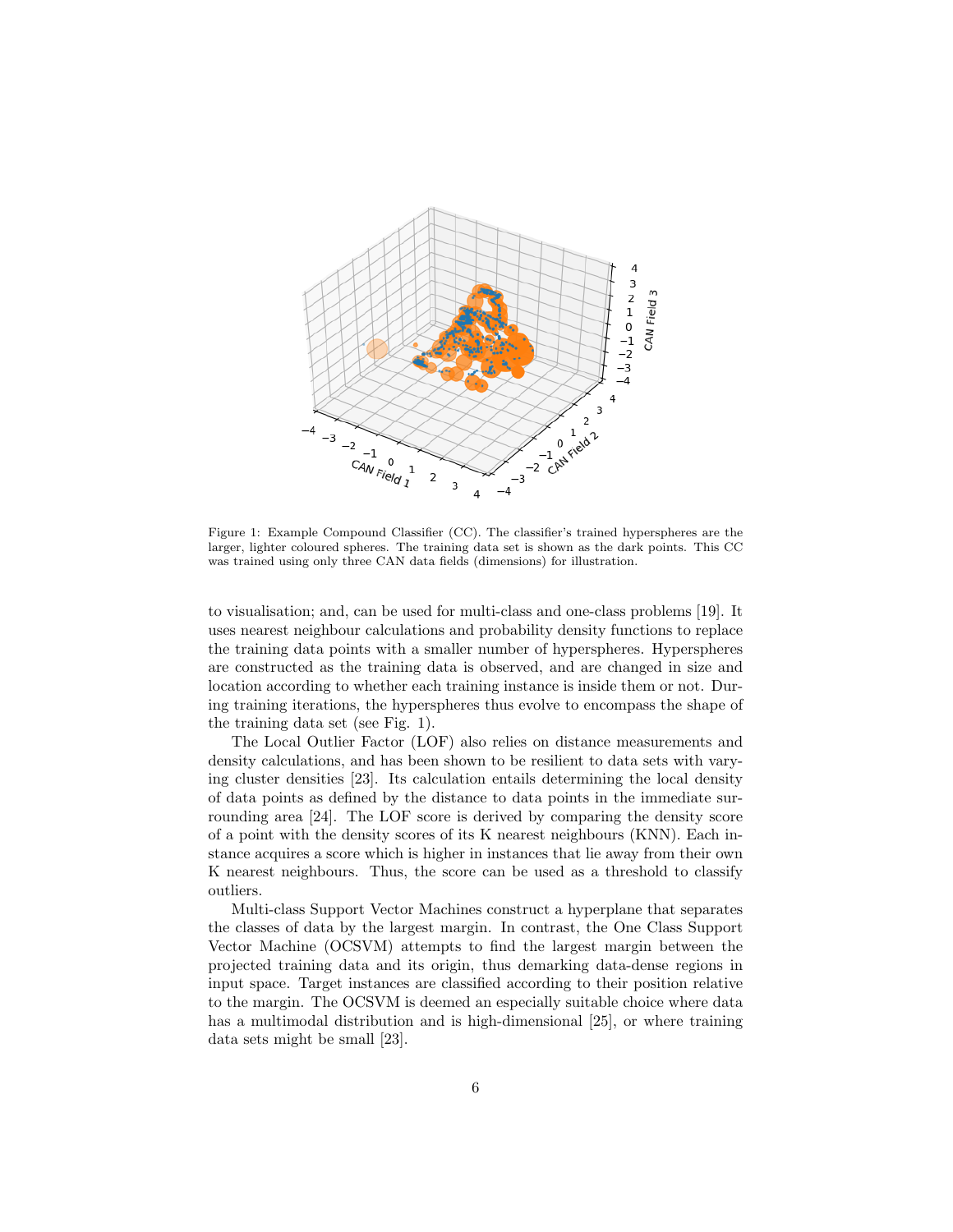Figure 1: Example Compound Classifier (CC). The classifier's trained hyperspheres are the larger, lighter coloured spheres. The training data set is shown as the dark points. This CC was trained using only three CAN data fields (dimensions) for illustration.

to visualisation; and, can be used for multi-class and one-class problems [19]. It uses nearest neighbour calculations and probability density functions to replace the training data points with a smaller number of hyperspheres. Hyperspheres are constructed as the training data is observed, and are changed in size and location according to whether each training instance is inside them or not. During training iterations, the hyperspheres thus evolve to encompass the shape of the training data set (see Fig. 1).

The Local Outlier Factor (LOF) also relies on distance measurements and density calculations, and has been shown to be resilient to data sets with varying cluster densities [23]. Its calculation entails determining the local density of data points as defined by the distance to data points in the immediate surrounding area [24]. The LOF score is derived by comparing the density score of a point with the density scores of its K nearest neighbours (KNN). Each instance acquires a score which is higher in instances that lie away from their own K nearest neighbours. Thus, the score can be used as a threshold to classify outliers.

Multi-class Support Vector Machines construct a hyperplane that separates the classes of data by the largest margin. In contrast, the One Class Support Vector Machine (OCSVM) attempts to find the largest margin between the projected training data and its origin, thus demarking data-dense regions in input space. Target instances are classified according to their position relative to the margin. The OCSVM is deemed an especially suitable choice where data has a multimodal distribution and is high-dimensional [25], or where training data sets might be small [23].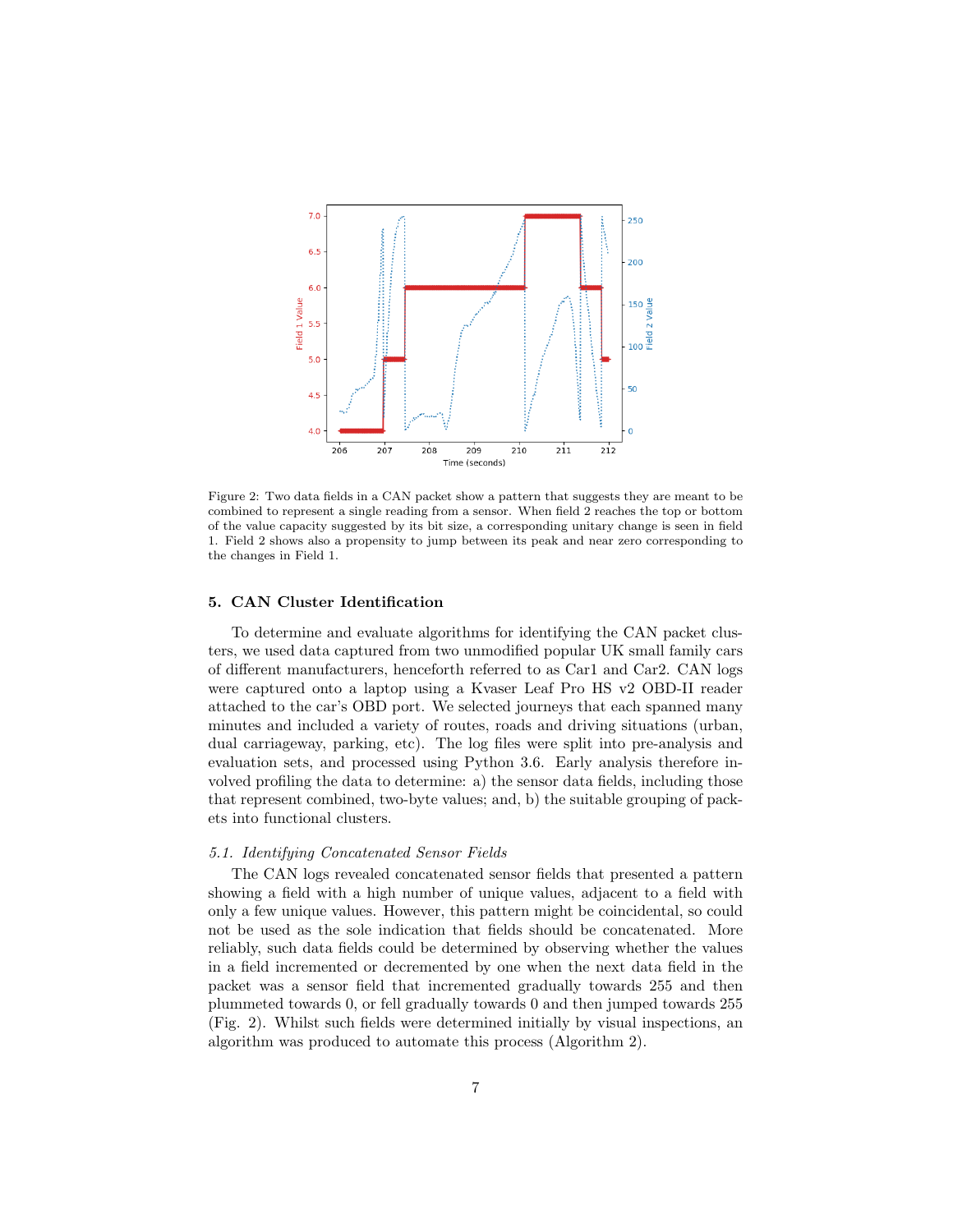Figure 2: Two data fields in a CAN packet show a pattern that suggests they are meant to be combined to represent a single reading from a sensor. When field 2 reaches the top or bottom of the value capacity suggested by its bit size, a corresponding unitary change is seen in field 1. Field 2 shows also a propensity to jump between its peak and near zero corresponding to the changes in Field 1.

## 5. CAN Cluster Identification

To determine and evaluate algorithms for identifying the CAN packet clusters, we used data captured from two unmodified popular UK small family cars of different manufacturers, henceforth referred to as Car1 and Car2. CAN logs were captured onto a laptop using a Kvaser Leaf Pro HS v2 OBD-II reader attached to the car's OBD port. We selected journeys that each spanned many minutes and included a variety of routes, roads and driving situations (urban, dual carriageway, parking, etc). The log files were split into pre-analysis and evaluation sets, and processed using Python 3.6. Early analysis therefore involved profiling the data to determine: a) the sensor data fields, including those that represent combined, two-byte values; and, b) the suitable grouping of packets into functional clusters.

### *5.1. Identifying Concatenated Sensor Fields*

The CAN logs revealed concatenated sensor fields that presented a pattern showing a field with a high number of unique values, adjacent to a field with only a few unique values. However, this pattern might be coincidental, so could not be used as the sole indication that fields should be concatenated. More reliably, such data fields could be determined by observing whether the values in a field incremented or decremented by one when the next data field in the packet was a sensor field that incremented gradually towards 255 and then plummeted towards 0, or fell gradually towards 0 and then jumped towards 255 (Fig. 2). Whilst such fields were determined initially by visual inspections, an algorithm was produced to automate this process (Algorithm 2).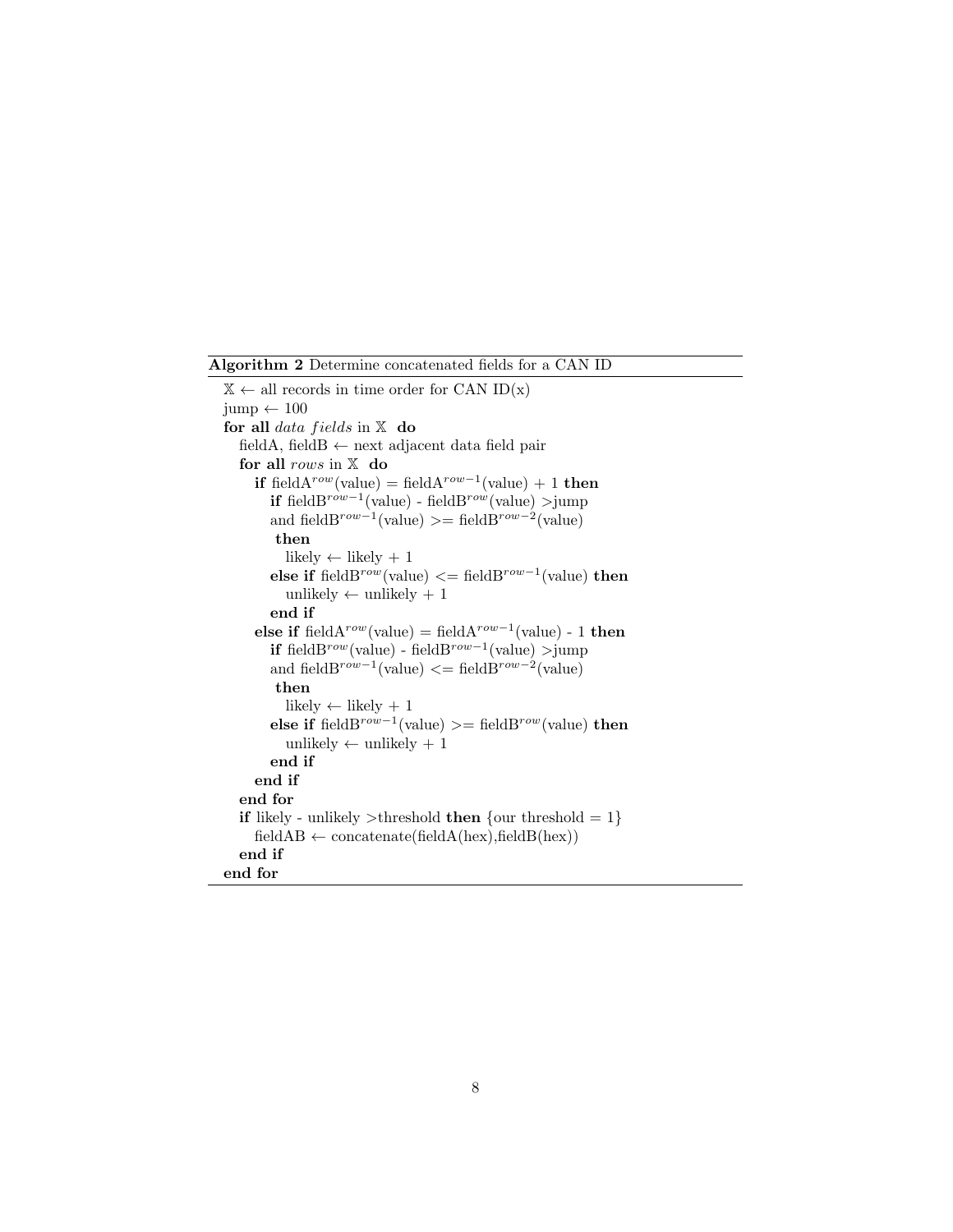**Algorithm 2** Determine concatenated fields for a CAN ID

```
𝕏 ← all records in time order for CAN ID(x)
jump ← 100
for all data fields in 𝕏 do
  fieldA, fieldB ← next adjacent data field pair
  for all rows in 𝕏 do
    if fieldA^row(value) = fieldA^(row-1)(value) + 1 then
      if fieldB^(row-1)(value) - fieldB^row(value) >jump
      and fieldB^(row-1)(value) >= fieldB^(row-2)(value)
       then
        likely ← likely + 1
      else if fieldB^row(value) <= fieldB^(row-1)(value) then
        unlikely ← unlikely + 1
      end if
    else if fieldA^row(value) = fieldA^(row-1)(value) - 1 then
      if fieldB^row(value) - fieldB^(row-1)(value) >jump
      and fieldB^(row-1)(value) <= fieldB^(row-2)(value)
       then
        likely ← likely + 1
      else if fieldB^(row-1)(value) >= fieldB^row(value) then
        unlikely ← unlikely + 1
      end if
    end if
  end for
  if likely - unlikely >threshold then {our threshold = 1}
    fieldAB ← concatenate(fieldA(hex),fieldB(hex))
  end if
end for
```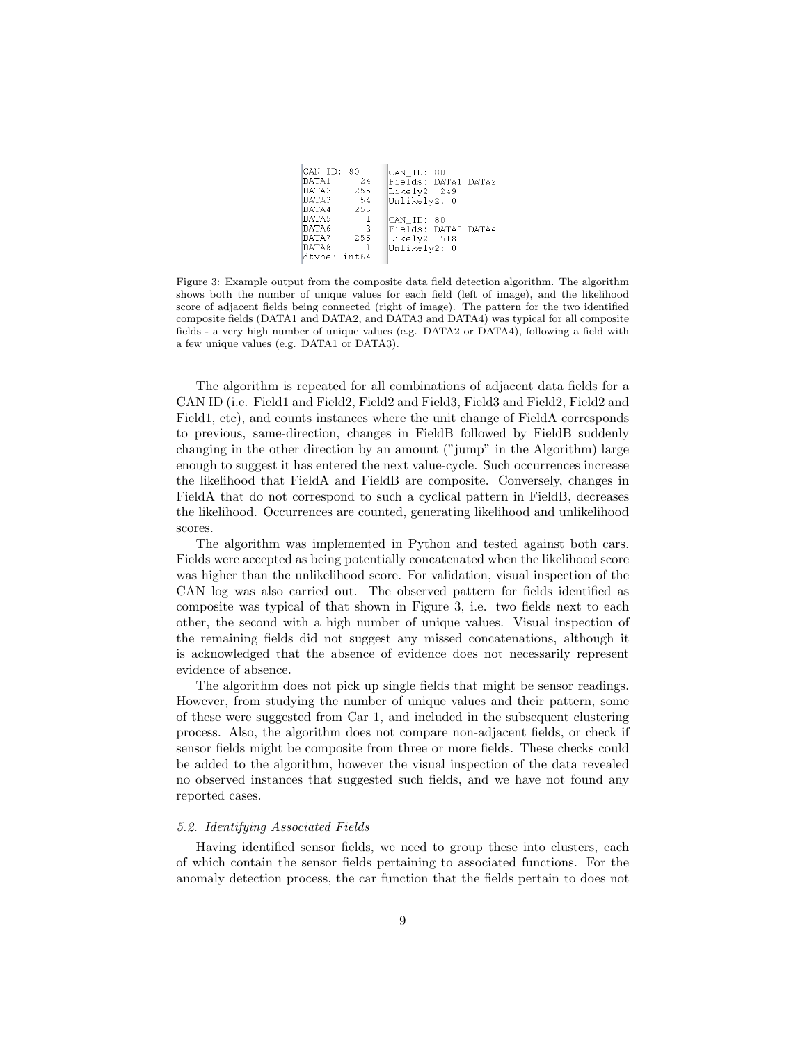```
CAN ID: 80
DATA1      24
DATA2     256
DATA3      54
DATA4     256
DATA5       1
DATA6       2
DATA7     256
DATA8       1
dtype: int64
```

```
CAN_ID: 80
Fields: DATA1 DATA2
Likely2: 249
Unlikely2: 0

CAN_ID: 80
Fields: DATA3 DATA4
Likely2: 518
Unlikely2: 0
```

Figure 3: Example output from the composite data field detection algorithm. The algorithm shows both the number of unique values for each field (left of image), and the likelihood score of adjacent fields being connected (right of image). The pattern for the two identified composite fields (DATA1 and DATA2, and DATA3 and DATA4) was typical for all composite fields - a very high number of unique values (e.g. DATA2 or DATA4), following a field with a few unique values (e.g. DATA1 or DATA3).

The algorithm is repeated for all combinations of adjacent data fields for a CAN ID (i.e. Field1 and Field2, Field2 and Field3, Field3 and Field2, Field2 and Field1, etc), and counts instances where the unit change of FieldA corresponds to previous, same-direction, changes in FieldB followed by FieldB suddenly changing in the other direction by an amount ("jump" in the Algorithm) large enough to suggest it has entered the next value-cycle. Such occurrences increase the likelihood that FieldA and FieldB are composite. Conversely, changes in FieldA that do not correspond to such a cyclical pattern in FieldB, decreases the likelihood. Occurrences are counted, generating likelihood and unlikelihood scores.

The algorithm was implemented in Python and tested against both cars. Fields were accepted as being potentially concatenated when the likelihood score was higher than the unlikelihood score. For validation, visual inspection of the CAN log was also carried out. The observed pattern for fields identified as composite was typical of that shown in Figure 3, i.e. two fields next to each other, the second with a high number of unique values. Visual inspection of the remaining fields did not suggest any missed concatenations, although it is acknowledged that the absence of evidence does not necessarily represent evidence of absence.

The algorithm does not pick up single fields that might be sensor readings. However, from studying the number of unique values and their pattern, some of these were suggested from Car 1, and included in the subsequent clustering process. Also, the algorithm does not compare non-adjacent fields, or check if sensor fields might be composite from three or more fields. These checks could be added to the algorithm, however the visual inspection of the data revealed no observed instances that suggested such fields, and we have not found any reported cases.

### *5.2. Identifying Associated Fields*

Having identified sensor fields, we need to group these into clusters, each of which contain the sensor fields pertaining to associated functions. For the anomaly detection process, the car function that the fields pertain to does not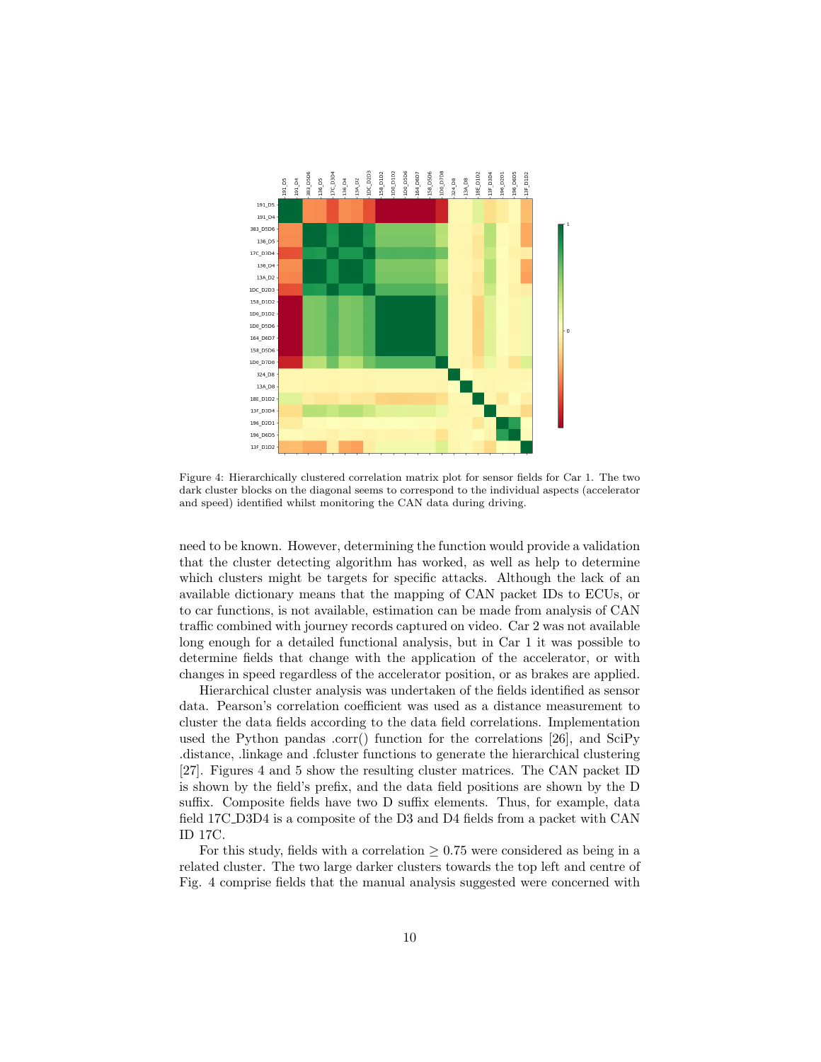Figure 4: Hierarchically clustered correlation matrix plot for sensor fields for Car 1. The two dark cluster blocks on the diagonal seems to correspond to the individual aspects (accelerator and speed) identified whilst monitoring the CAN data during driving.

need to be known. However, determining the function would provide a validation that the cluster detecting algorithm has worked, as well as help to determine which clusters might be targets for specific attacks. Although the lack of an available dictionary means that the mapping of CAN packet IDs to ECUs, or to car functions, is not available, estimation can be made from analysis of CAN traffic combined with journey records captured on video. Car 2 was not available long enough for a detailed functional analysis, but in Car 1 it was possible to determine fields that change with the application of the accelerator, or with changes in speed regardless of the accelerator position, or as brakes are applied.

Hierarchical cluster analysis was undertaken of the fields identified as sensor data. Pearson's correlation coefficient was used as a distance measurement to cluster the data fields according to the data field correlations. Implementation used the Python pandas .corr() function for the correlations [26], and SciPy .distance, .linkage and .fcluster functions to generate the hierarchical clustering [27]. Figures 4 and 5 show the resulting cluster matrices. The CAN packet ID is shown by the field's prefix, and the data field positions are shown by the D suffix. Composite fields have two D suffix elements. Thus, for example, data field 17C_D3D4 is a composite of the D3 and D4 fields from a packet with CAN ID 17C.

For this study, fields with a correlation $\geq 0.75$ were considered as being in a related cluster. The two large darker clusters towards the top left and centre of Fig. 4 comprise fields that the manual analysis suggested were concerned with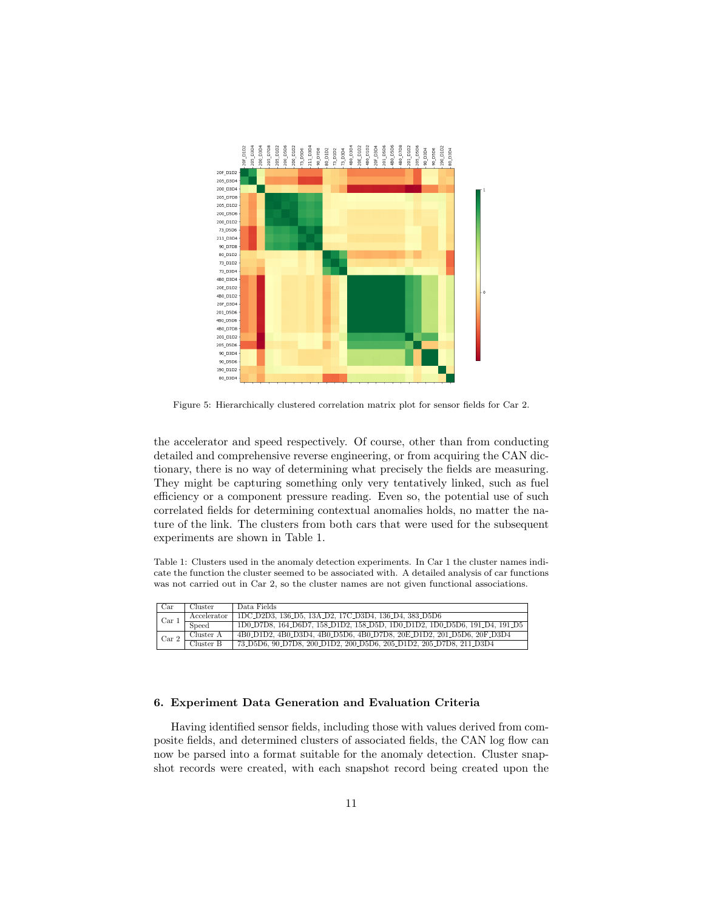Figure 5: Hierarchically clustered correlation matrix plot for sensor fields for Car 2.

the accelerator and speed respectively. Of course, other than from conducting detailed and comprehensive reverse engineering, or from acquiring the CAN dictionary, there is no way of determining what precisely the fields are measuring. They might be capturing something only very tentatively linked, such as fuel efficiency or a component pressure reading. Even so, the potential use of such correlated fields for determining contextual anomalies holds, no matter the nature of the link. The clusters from both cars that were used for the subsequent experiments are shown in Table 1.

Table 1: Clusters used in the anomaly detection experiments. In Car 1 the cluster names indicate the function the cluster seemed to be associated with. A detailed analysis of car functions was not carried out in Car 2, so the cluster names are not given functional associations.

| Car | Cluster | Data Fields |
|---|---|---|
| Car 1 | Accelerator | 1DC_D2D3, 136_D5, 13A_D2, 17C_D3D4, 136_D4, 383_D5D6 |
| | Speed | 1D0_D7D8, 164_D6D7, 158_D1D2, 158_D5D, 1D0_D1D2, 1D0_D5D6, 191_D4, 191_D5 |
| Car 2 | Cluster A | 4B0_D1D2, 4B0_D3D4, 4B0_D5D6, 4B0_D7D8, 20E_D1D2, 201_D5D6, 20F_D3D4 |
| | Cluster B | 73_D5D6, 90_D7D8, 200_D1D2, 200_D5D6, 205_D1D2, 205_D7D8, 211_D3D4 |

## 6. Experiment Data Generation and Evaluation Criteria

Having identified sensor fields, including those with values derived from composite fields, and determined clusters of associated fields, the CAN log flow can now be parsed into a format suitable for the anomaly detection. Cluster snapshot records were created, with each snapshot record being created upon the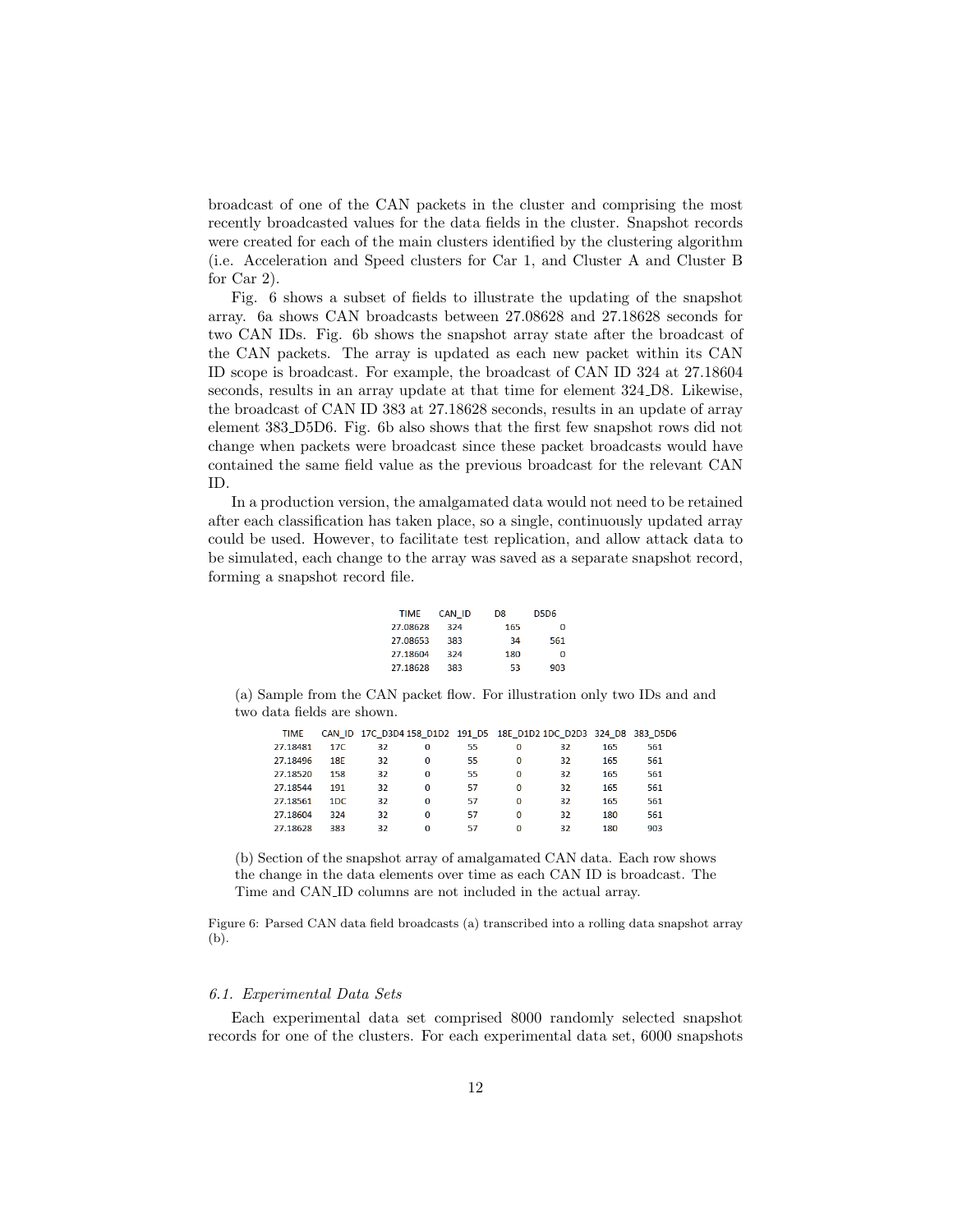broadcast of one of the CAN packets in the cluster and comprising the most recently broadcasted values for the data fields in the cluster. Snapshot records were created for each of the main clusters identified by the clustering algorithm (i.e. Acceleration and Speed clusters for Car 1, and Cluster A and Cluster B for Car 2).

Fig. 6 shows a subset of fields to illustrate the updating of the snapshot array. 6a shows CAN broadcasts between 27.08628 and 27.18628 seconds for two CAN IDs. Fig. 6b shows the snapshot array state after the broadcast of the CAN packets. The array is updated as each new packet within its CAN ID scope is broadcast. For example, the broadcast of CAN ID 324 at 27.18604 seconds, results in an array update at that time for element 324_D8. Likewise, the broadcast of CAN ID 383 at 27.18628 seconds, results in an update of array element 383_D5D6. Fig. 6b also shows that the first few snapshot rows did not change when packets were broadcast since these packet broadcasts would have contained the same field value as the previous broadcast for the relevant CAN ID.

In a production version, the amalgamated data would not need to be retained after each classification has taken place, so a single, continuously updated array could be used. However, to facilitate test replication, and allow attack data to be simulated, each change to the array was saved as a separate snapshot record, forming a snapshot record file.

| TIME | CAN_ID | D8 | D5D6 |
|---|---|---|---|
| 27.08628 | 324 | 165 | 0 |
| 27.08653 | 383 | 34 | 561 |
| 27.18604 | 324 | 180 | 0 |
| 27.18628 | 383 | 53 | 903 |

(a) Sample from the CAN packet flow. For illustration only two IDs and and two data fields are shown.

| TIME | CAN_ID | 17C_D3D4 | 158_D1D2 | 191_D5 | 18E_D1D2 | 1DC_D2D3 | 324_D8 | 383_D5D6 |
|---|---|---|---|---|---|---|---|---|
| 27.18481 | 17C | 32 | 0 | 55 | 0 | 32 | 165 | 561 |
| 27.18496 | 18E | 32 | 0 | 55 | 0 | 32 | 165 | 561 |
| 27.18520 | 158 | 32 | 0 | 55 | 0 | 32 | 165 | 561 |
| 27.18544 | 191 | 32 | 0 | 57 | 0 | 32 | 165 | 561 |
| 27.18561 | 1DC | 32 | 0 | 57 | 0 | 32 | 165 | 561 |
| 27.18604 | 324 | 32 | 0 | 57 | 0 | 32 | 180 | 561 |
| 27.18628 | 383 | 32 | 0 | 57 | 0 | 32 | 180 | 903 |

(b) Section of the snapshot array of amalgamated CAN data. Each row shows the change in the data elements over time as each CAN ID is broadcast. The Time and CAN_ID columns are not included in the actual array.

Figure 6: Parsed CAN data field broadcasts (a) transcribed into a rolling data snapshot array (b).

### *6.1. Experimental Data Sets*

Each experimental data set comprised 8000 randomly selected snapshot records for one of the clusters. For each experimental data set, 6000 snapshots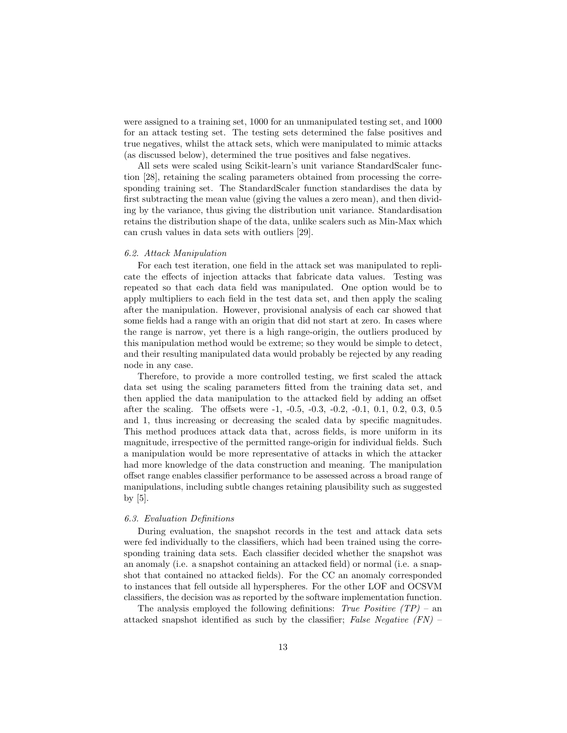were assigned to a training set, 1000 for an unmanipulated testing set, and 1000 for an attack testing set. The testing sets determined the false positives and true negatives, whilst the attack sets, which were manipulated to mimic attacks (as discussed below), determined the true positives and false negatives.

All sets were scaled using Scikit-learn's unit variance StandardScaler function [28], retaining the scaling parameters obtained from processing the corresponding training set. The StandardScaler function standardises the data by first subtracting the mean value (giving the values a zero mean), and then dividing by the variance, thus giving the distribution unit variance. Standardisation retains the distribution shape of the data, unlike scalers such as Min-Max which can crush values in data sets with outliers [29].

### *6.2. Attack Manipulation*

For each test iteration, one field in the attack set was manipulated to replicate the effects of injection attacks that fabricate data values. Testing was repeated so that each data field was manipulated. One option would be to apply multipliers to each field in the test data set, and then apply the scaling after the manipulation. However, provisional analysis of each car showed that some fields had a range with an origin that did not start at zero. In cases where the range is narrow, yet there is a high range-origin, the outliers produced by this manipulation method would be extreme; so they would be simple to detect, and their resulting manipulated data would probably be rejected by any reading node in any case.

Therefore, to provide a more controlled testing, we first scaled the attack data set using the scaling parameters fitted from the training data set, and then applied the data manipulation to the attacked field by adding an offset after the scaling. The offsets were -1, -0.5, -0.3, -0.2, -0.1, 0.1, 0.2, 0.3, 0.5 and 1, thus increasing or decreasing the scaled data by specific magnitudes. This method produces attack data that, across fields, is more uniform in its magnitude, irrespective of the permitted range-origin for individual fields. Such a manipulation would be more representative of attacks in which the attacker had more knowledge of the data construction and meaning. The manipulation offset range enables classifier performance to be assessed across a broad range of manipulations, including subtle changes retaining plausibility such as suggested by [5].

### *6.3. Evaluation Definitions*

During evaluation, the snapshot records in the test and attack data sets were fed individually to the classifiers, which had been trained using the corresponding training data sets. Each classifier decided whether the snapshot was an anomaly (i.e. a snapshot containing an attacked field) or normal (i.e. a snapshot that contained no attacked fields). For the CC an anomaly corresponded to instances that fell outside all hyperspheres. For the other LOF and OCSVM classifiers, the decision was as reported by the software implementation function.

The analysis employed the following definitions: *True Positive (TP)* – an attacked snapshot identified as such by the classifier; *False Negative (FN)* –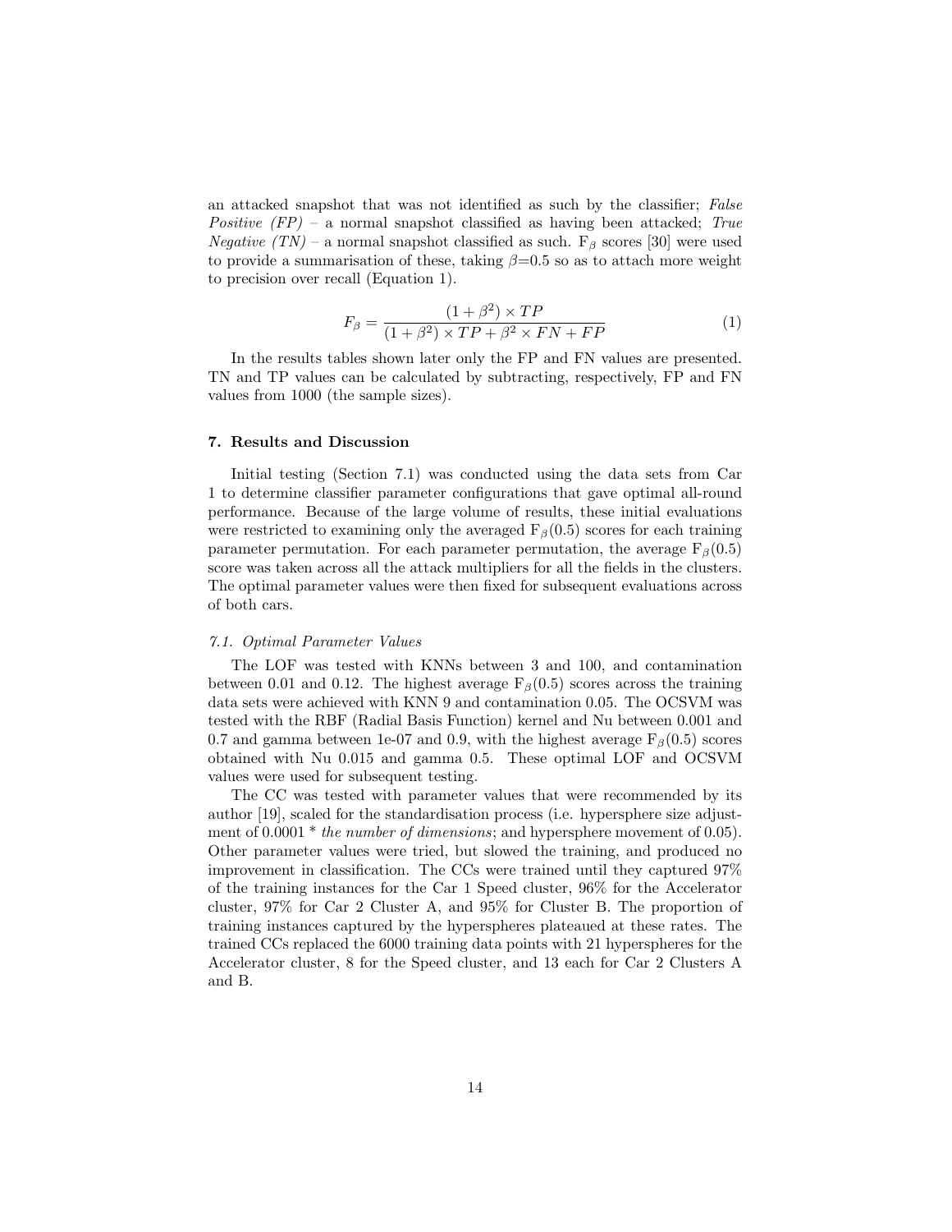an attacked snapshot that was not identified as such by the classifier; *False Positive (FP)* – a normal snapshot classified as having been attacked; *True Negative (TN)* – a normal snapshot classified as such. $F_\beta$ scores [30] were used to provide a summarisation of these, taking $\beta$=0.5 so as to attach more weight to precision over recall (Equation 1).

$$F_\beta = \frac{(1+\beta^2) \times TP}{(1+\beta^2) \times TP + \beta^2 \times FN + FP} \tag{1}$$

In the results tables shown later only the FP and FN values are presented. TN and TP values can be calculated by subtracting, respectively, FP and FN values from 1000 (the sample sizes).

## 7. Results and Discussion

Initial testing (Section 7.1) was conducted using the data sets from Car 1 to determine classifier parameter configurations that gave optimal all-round performance. Because of the large volume of results, these initial evaluations were restricted to examining only the averaged $F_\beta(0.5)$ scores for each training parameter permutation. For each parameter permutation, the average $F_\beta(0.5)$ score was taken across all the attack multipliers for all the fields in the clusters. The optimal parameter values were then fixed for subsequent evaluations across of both cars.

### *7.1. Optimal Parameter Values*

The LOF was tested with KNNs between 3 and 100, and contamination between 0.01 and 0.12. The highest average $F_\beta(0.5)$ scores across the training data sets were achieved with KNN 9 and contamination 0.05. The OCSVM was tested with the RBF (Radial Basis Function) kernel and Nu between 0.001 and 0.7 and gamma between 1e-07 and 0.9, with the highest average $F_\beta(0.5)$ scores obtained with Nu 0.015 and gamma 0.5. These optimal LOF and OCSVM values were used for subsequent testing.

The CC was tested with parameter values that were recommended by its author [19], scaled for the standardisation process (i.e. hypersphere size adjustment of 0.0001 * *the number of dimensions*; and hypersphere movement of 0.05). Other parameter values were tried, but slowed the training, and produced no improvement in classification. The CCs were trained until they captured 97% of the training instances for the Car 1 Speed cluster, 96% for the Accelerator cluster, 97% for Car 2 Cluster A, and 95% for Cluster B. The proportion of training instances captured by the hyperspheres plateaued at these rates. The trained CCs replaced the 6000 training data points with 21 hyperspheres for the Accelerator cluster, 8 for the Speed cluster, and 13 each for Car 2 Clusters A and B.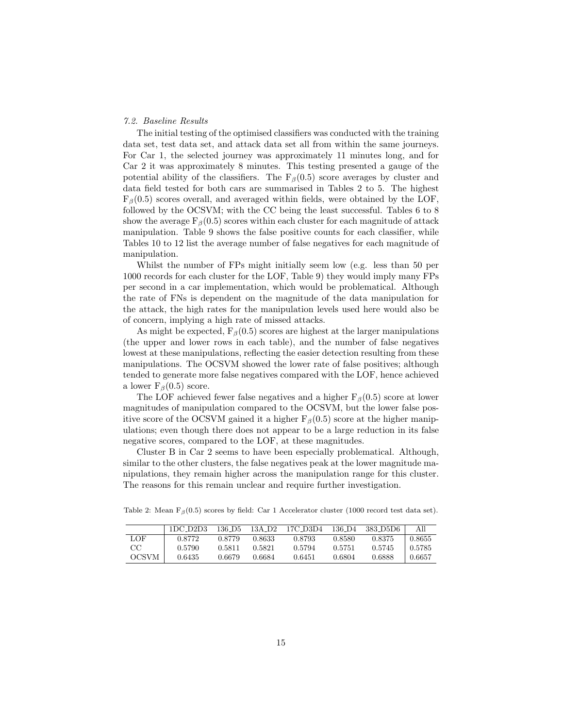### 7.2. Baseline Results

The initial testing of the optimised classifiers was conducted with the training data set, test data set, and attack data set all from within the same journeys. For Car 1, the selected journey was approximately 11 minutes long, and for Car 2 it was approximately 8 minutes. This testing presented a gauge of the potential ability of the classifiers. The $F_{\beta}(0.5)$ score averages by cluster and data field tested for both cars are summarised in Tables 2 to 5. The highest $F_{\beta}(0.5)$ scores overall, and averaged within fields, were obtained by the LOF, followed by the OCSVM; with the CC being the least successful. Tables 6 to 8 show the average $F_{\beta}(0.5)$ scores within each cluster for each magnitude of attack manipulation. Table 9 shows the false positive counts for each classifier, while Tables 10 to 12 list the average number of false negatives for each magnitude of manipulation.

Whilst the number of FPs might initially seem low (e.g. less than 50 per 1000 records for each cluster for the LOF, Table 9) they would imply many FPs per second in a car implementation, which would be problematical. Although the rate of FNs is dependent on the magnitude of the data manipulation for the attack, the high rates for the manipulation levels used here would also be of concern, implying a high rate of missed attacks.

As might be expected, $F_{\beta}(0.5)$ scores are highest at the larger manipulations (the upper and lower rows in each table), and the number of false negatives lowest at these manipulations, reflecting the easier detection resulting from these manipulations. The OCSVM showed the lower rate of false positives; although tended to generate more false negatives compared with the LOF, hence achieved a lower $F_{\beta}(0.5)$ score.

The LOF achieved fewer false negatives and a higher $F_{\beta}(0.5)$ score at lower magnitudes of manipulation compared to the OCSVM, but the lower false positive score of the OCSVM gained it a higher $F_{\beta}(0.5)$ score at the higher manipulations; even though there does not appear to be a large reduction in its false negative scores, compared to the LOF, at these magnitudes.

Cluster B in Car 2 seems to have been especially problematical. Although, similar to the other clusters, the false negatives peak at the lower magnitude manipulations, they remain higher across the manipulation range for this cluster. The reasons for this remain unclear and require further investigation.

Table 2: Mean $F_{\beta}(0.5)$ scores by field: Car 1 Accelerator cluster (1000 record test data set).

| | 1DC_D2D3 | 136_D5 | 13A_D2 | 17C_D3D4 | 136_D4 | 383_D5D6 | All |
|---|---|---|---|---|---|---|---|
| LOF | 0.8772 | 0.8779 | 0.8633 | 0.8793 | 0.8580 | 0.8375 | 0.8655 |
| CC | 0.5790 | 0.5811 | 0.5821 | 0.5794 | 0.5751 | 0.5745 | 0.5785 |
| OCSVM | 0.6435 | 0.6679 | 0.6684 | 0.6451 | 0.6804 | 0.6888 | 0.6657 |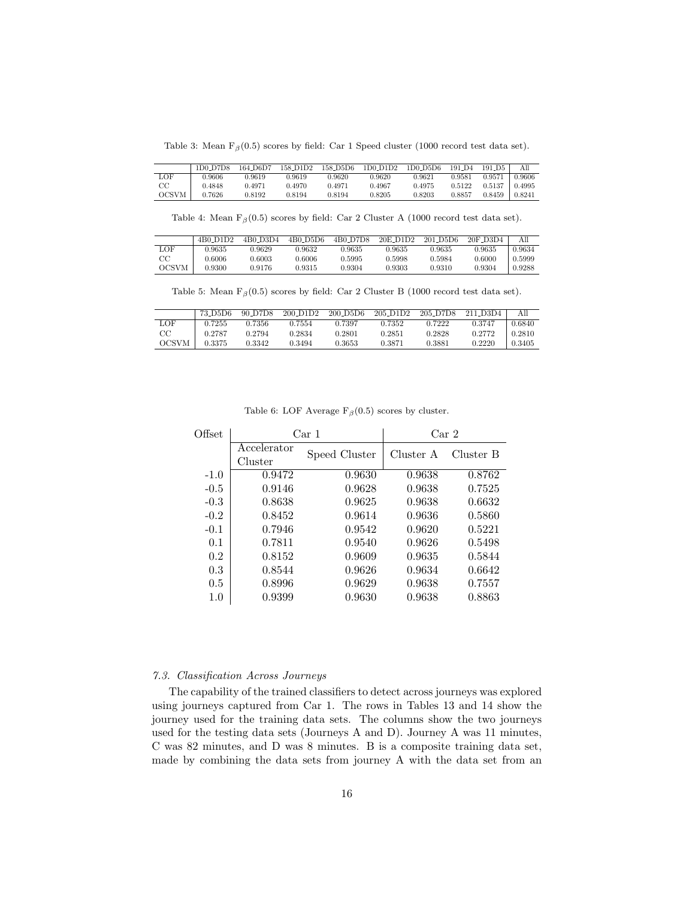Table 3: Mean $F_\beta(0.5)$ scores by field: Car 1 Speed cluster (1000 record test data set).

| | 1D0_D7D8 | 164_D6D7 | 158_D1D2 | 158_D5D6 | 1D0_D1D2 | 1D0_D5D6 | 191_D4 | 191_D5 | All |
|---|---|---|---|---|---|---|---|---|---|
| LOF | 0.9606 | 0.9619 | 0.9619 | 0.9620 | 0.9620 | 0.9621 | 0.9581 | 0.9571 | 0.9606 |
| CC | 0.4848 | 0.4971 | 0.4970 | 0.4971 | 0.4967 | 0.4975 | 0.5122 | 0.5137 | 0.4995 |
| OCSVM | 0.7626 | 0.8192 | 0.8194 | 0.8194 | 0.8205 | 0.8203 | 0.8857 | 0.8459 | 0.8241 |

Table 4: Mean $F_\beta(0.5)$ scores by field: Car 2 Cluster A (1000 record test data set).

| | 4B0_D1D2 | 4B0_D3D4 | 4B0_D5D6 | 4B0_D7D8 | 20E_D1D2 | 201_D5D6 | 20F_D3D4 | All |
|---|---|---|---|---|---|---|---|---|
| LOF | 0.9635 | 0.9629 | 0.9632 | 0.9635 | 0.9635 | 0.9635 | 0.9635 | 0.9634 |
| CC | 0.6006 | 0.6003 | 0.6006 | 0.5995 | 0.5998 | 0.5984 | 0.6000 | 0.5999 |
| OCSVM | 0.9300 | 0.9176 | 0.9315 | 0.9304 | 0.9303 | 0.9310 | 0.9304 | 0.9288 |

Table 5: Mean $F_\beta(0.5)$ scores by field: Car 2 Cluster B (1000 record test data set).

| | 73_D5D6 | 90_D7D8 | 200_D1D2 | 200_D5D6 | 205_D1D2 | 205_D7D8 | 211_D3D4 | All |
|---|---|---|---|---|---|---|---|---|
| LOF | 0.7255 | 0.7356 | 0.7554 | 0.7397 | 0.7352 | 0.7222 | 0.3747 | 0.6840 |
| CC | 0.2787 | 0.2794 | 0.2834 | 0.2801 | 0.2851 | 0.2828 | 0.2772 | 0.2810 |
| OCSVM | 0.3375 | 0.3342 | 0.3494 | 0.3653 | 0.3871 | 0.3881 | 0.2220 | 0.3405 |

Table 6: LOF Average $F_\beta(0.5)$ scores by cluster.

| Offset | Car 1 | | Car 2 | |
|---|---|---|---|---|
| | Accelerator Cluster | Speed Cluster | Cluster A | Cluster B |
| -1.0 | 0.9472 | 0.9630 | 0.9638 | 0.8762 |
| -0.5 | 0.9146 | 0.9628 | 0.9638 | 0.7525 |
| -0.3 | 0.8638 | 0.9625 | 0.9638 | 0.6632 |
| -0.2 | 0.8452 | 0.9614 | 0.9636 | 0.5860 |
| -0.1 | 0.7946 | 0.9542 | 0.9620 | 0.5221 |
| 0.1 | 0.7811 | 0.9540 | 0.9626 | 0.5498 |
| 0.2 | 0.8152 | 0.9609 | 0.9635 | 0.5844 |
| 0.3 | 0.8544 | 0.9626 | 0.9634 | 0.6642 |
| 0.5 | 0.8996 | 0.9629 | 0.9638 | 0.7557 |
| 1.0 | 0.9399 | 0.9630 | 0.9638 | 0.8863 |

### *7.3. Classification Across Journeys*

The capability of the trained classifiers to detect across journeys was explored using journeys captured from Car 1. The rows in Tables 13 and 14 show the journey used for the training data sets. The columns show the two journeys used for the testing data sets (Journeys A and D). Journey A was 11 minutes, C was 82 minutes, and D was 8 minutes. B is a composite training data set, made by combining the data sets from journey A with the data set from an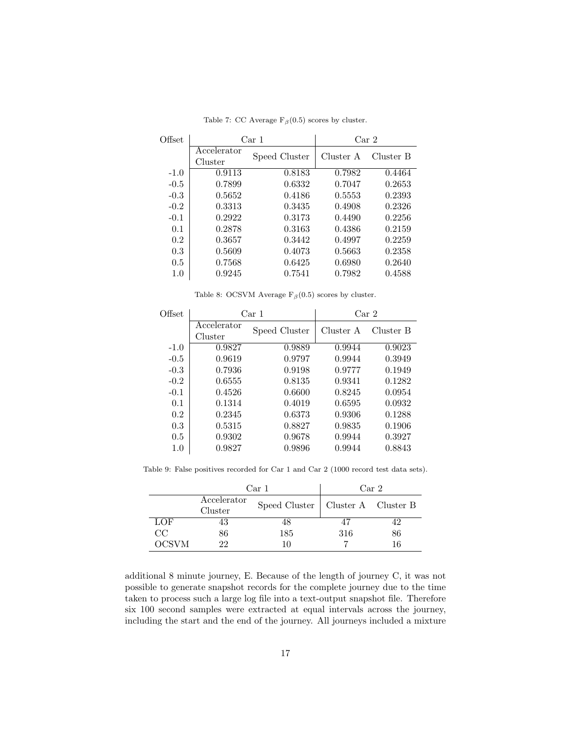Table 7: CC Average $F_\beta(0.5)$ scores by cluster.

| Offset | Car 1 | | Car 2 | |
|---|---|---|---|---|
| | Accelerator Cluster | Speed Cluster | Cluster A | Cluster B |
| -1.0 | 0.9113 | 0.8183 | 0.7982 | 0.4464 |
| -0.5 | 0.7899 | 0.6332 | 0.7047 | 0.2653 |
| -0.3 | 0.5652 | 0.4186 | 0.5553 | 0.2393 |
| -0.2 | 0.3313 | 0.3435 | 0.4908 | 0.2326 |
| -0.1 | 0.2922 | 0.3173 | 0.4490 | 0.2256 |
| 0.1 | 0.2878 | 0.3163 | 0.4386 | 0.2159 |
| 0.2 | 0.3657 | 0.3442 | 0.4997 | 0.2259 |
| 0.3 | 0.5609 | 0.4073 | 0.5663 | 0.2358 |
| 0.5 | 0.7568 | 0.6425 | 0.6980 | 0.2640 |
| 1.0 | 0.9245 | 0.7541 | 0.7982 | 0.4588 |

Table 8: OCSVM Average $F_\beta(0.5)$ scores by cluster.

| Offset | Car 1 | | Car 2 | |
|---|---|---|---|---|
| | Accelerator Cluster | Speed Cluster | Cluster A | Cluster B |
| -1.0 | 0.9827 | 0.9889 | 0.9944 | 0.9023 |
| -0.5 | 0.9619 | 0.9797 | 0.9944 | 0.3949 |
| -0.3 | 0.7936 | 0.9198 | 0.9777 | 0.1949 |
| -0.2 | 0.6555 | 0.8135 | 0.9341 | 0.1282 |
| -0.1 | 0.4526 | 0.6600 | 0.8245 | 0.0954 |
| 0.1 | 0.1314 | 0.4019 | 0.6595 | 0.0932 |
| 0.2 | 0.2345 | 0.6373 | 0.9306 | 0.1288 |
| 0.3 | 0.5315 | 0.8827 | 0.9835 | 0.1906 |
| 0.5 | 0.9302 | 0.9678 | 0.9944 | 0.3927 |
| 1.0 | 0.9827 | 0.9896 | 0.9944 | 0.8843 |

Table 9: False positives recorded for Car 1 and Car 2 (1000 record test data sets).

| | Car 1 | | Car 2 | |
|---|---|---|---|---|
| | Accelerator Cluster | Speed Cluster | Cluster A | Cluster B |
| LOF | 43 | 48 | 47 | 42 |
| CC | 86 | 185 | 316 | 86 |
| OCSVM | 22 | 10 | 7 | 16 |

additional 8 minute journey, E. Because of the length of journey C, it was not possible to generate snapshot records for the complete journey due to the time taken to process such a large log file into a text-output snapshot file. Therefore six 100 second samples were extracted at equal intervals across the journey, including the start and the end of the journey. All journeys included a mixture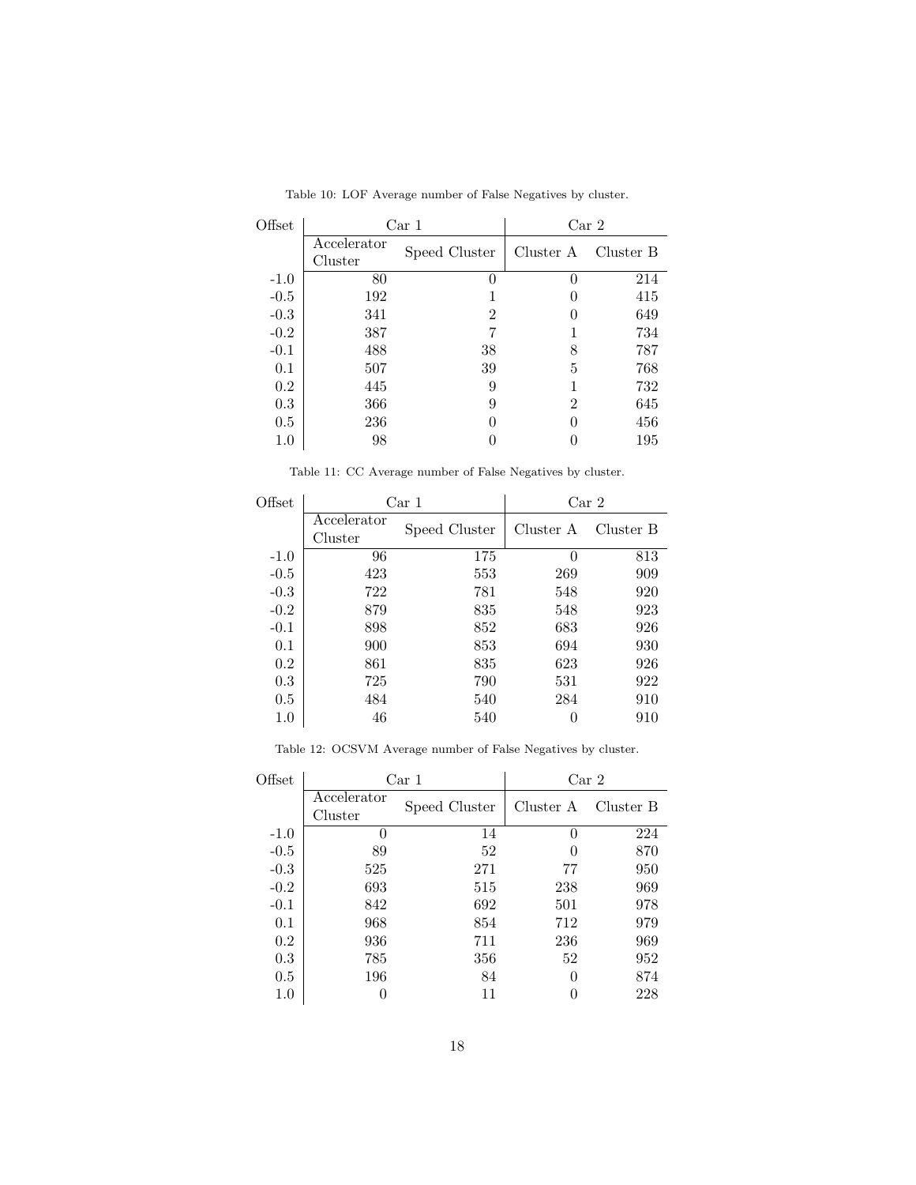Table 10: LOF Average number of False Negatives by cluster.

| Offset | Car 1 | | Car 2 | |
|---|---|---|---|---|
| | Accelerator Cluster | Speed Cluster | Cluster A | Cluster B |
| -1.0 | 80 | 0 | 0 | 214 |
| -0.5 | 192 | 1 | 0 | 415 |
| -0.3 | 341 | 2 | 0 | 649 |
| -0.2 | 387 | 7 | 1 | 734 |
| -0.1 | 488 | 38 | 8 | 787 |
| 0.1 | 507 | 39 | 5 | 768 |
| 0.2 | 445 | 9 | 1 | 732 |
| 0.3 | 366 | 9 | 2 | 645 |
| 0.5 | 236 | 0 | 0 | 456 |
| 1.0 | 98 | 0 | 0 | 195 |

Table 11: CC Average number of False Negatives by cluster.

| Offset | Car 1 | | Car 2 | |
|---|---|---|---|---|
| | Accelerator Cluster | Speed Cluster | Cluster A | Cluster B |
| -1.0 | 96 | 175 | 0 | 813 |
| -0.5 | 423 | 553 | 269 | 909 |
| -0.3 | 722 | 781 | 548 | 920 |
| -0.2 | 879 | 835 | 548 | 923 |
| -0.1 | 898 | 852 | 683 | 926 |
| 0.1 | 900 | 853 | 694 | 930 |
| 0.2 | 861 | 835 | 623 | 926 |
| 0.3 | 725 | 790 | 531 | 922 |
| 0.5 | 484 | 540 | 284 | 910 |
| 1.0 | 46 | 540 | 0 | 910 |

Table 12: OCSVM Average number of False Negatives by cluster.

| Offset | Car 1 | | Car 2 | |
|---|---|---|---|---|
| | Accelerator Cluster | Speed Cluster | Cluster A | Cluster B |
| -1.0 | 0 | 14 | 0 | 224 |
| -0.5 | 89 | 52 | 0 | 870 |
| -0.3 | 525 | 271 | 77 | 950 |
| -0.2 | 693 | 515 | 238 | 969 |
| -0.1 | 842 | 692 | 501 | 978 |
| 0.1 | 968 | 854 | 712 | 979 |
| 0.2 | 936 | 711 | 236 | 969 |
| 0.3 | 785 | 356 | 52 | 952 |
| 0.5 | 196 | 84 | 0 | 874 |
| 1.0 | 0 | 11 | 0 | 228 |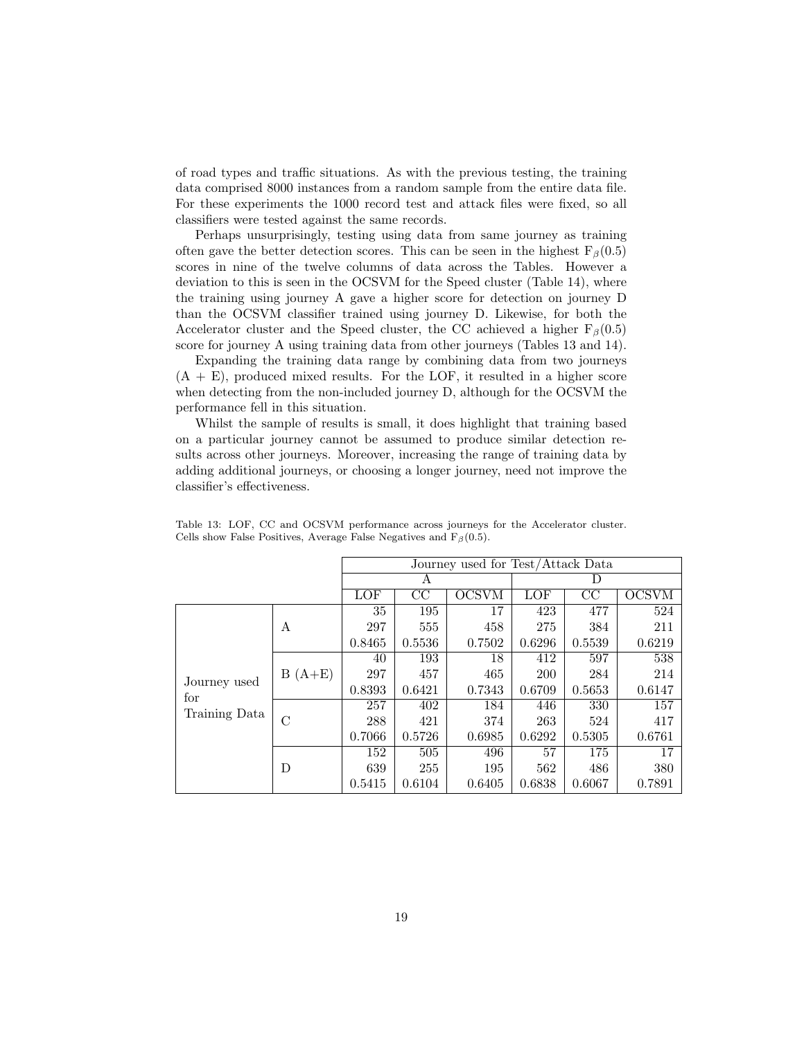of road types and traffic situations. As with the previous testing, the training data comprised 8000 instances from a random sample from the entire data file. For these experiments the 1000 record test and attack files were fixed, so all classifiers were tested against the same records.

Perhaps unsurprisingly, testing using data from same journey as training often gave the better detection scores. This can be seen in the highest $F_{\beta}(0.5)$ scores in nine of the twelve columns of data across the Tables. However a deviation to this is seen in the OCSVM for the Speed cluster (Table 14), where the training using journey A gave a higher score for detection on journey D than the OCSVM classifier trained using journey D. Likewise, for both the Accelerator cluster and the Speed cluster, the CC achieved a higher $F_{\beta}(0.5)$ score for journey A using training data from other journeys (Tables 13 and 14).

Expanding the training data range by combining data from two journeys (A + E), produced mixed results. For the LOF, it resulted in a higher score when detecting from the non-included journey D, although for the OCSVM the performance fell in this situation.

Whilst the sample of results is small, it does highlight that training based on a particular journey cannot be assumed to produce similar detection results across other journeys. Moreover, increasing the range of training data by adding additional journeys, or choosing a longer journey, need not improve the classifier's effectiveness.

Table 13: LOF, CC and OCSVM performance across journeys for the Accelerator cluster. Cells show False Positives, Average False Negatives and $F_{\beta}(0.5)$.

| | | Journey used for Test/Attack Data | | | | | |
|---|---|---|---|---|---|---|---|
| | | A | | | D | | |
| | | LOF | CC | OCSVM | LOF | CC | OCSVM |
| Journey used for Training Data | A | 35 | 195 | 17 | 423 | 477 | 524 |
| | | 297 | 555 | 458 | 275 | 384 | 211 |
| | | 0.8465 | 0.5536 | 0.7502 | 0.6296 | 0.5539 | 0.6219 |
| | B (A+E) | 40 | 193 | 18 | 412 | 597 | 538 |
| | | 297 | 457 | 465 | 200 | 284 | 214 |
| | | 0.8393 | 0.6421 | 0.7343 | 0.6709 | 0.5653 | 0.6147 |
| | C | 257 | 402 | 184 | 446 | 330 | 157 |
| | | 288 | 421 | 374 | 263 | 524 | 417 |
| | | 0.7066 | 0.5726 | 0.6985 | 0.6292 | 0.5305 | 0.6761 |
| | D | 152 | 505 | 496 | 57 | 175 | 17 |
| | | 639 | 255 | 195 | 562 | 486 | 380 |
| | | 0.5415 | 0.6104 | 0.6405 | 0.6838 | 0.6067 | 0.7891 |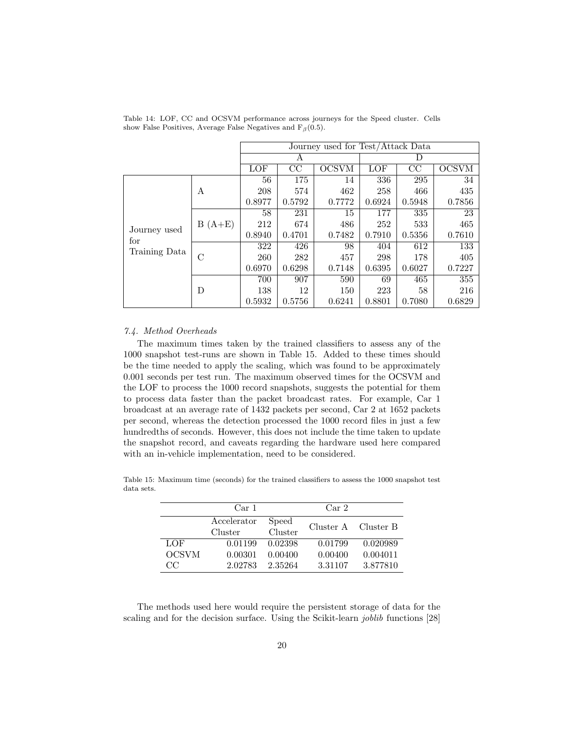Table 14: LOF, CC and OCSVM performance across journeys for the Speed cluster. Cells show False Positives, Average False Negatives and $F_\beta(0.5)$.

| | | Journey used for Test/Attack Data | | | | | |
|---|---|---|---|---|---|---|---|
| | | A | | | D | | |
| | | LOF | CC | OCSVM | LOF | CC | OCSVM |
| Journey used for Training Data | A | 56 | 175 | 14 | 336 | 295 | 34 |
| | | 208 | 574 | 462 | 258 | 466 | 435 |
| | | 0.8977 | 0.5792 | 0.7772 | 0.6924 | 0.5948 | 0.7856 |
| | B (A+E) | 58 | 231 | 15 | 177 | 335 | 23 |
| | | 212 | 674 | 486 | 252 | 533 | 465 |
| | | 0.8940 | 0.4701 | 0.7482 | 0.7910 | 0.5356 | 0.7610 |
| | C | 322 | 426 | 98 | 404 | 612 | 133 |
| | | 260 | 282 | 457 | 298 | 178 | 405 |
| | | 0.6970 | 0.6298 | 0.7148 | 0.6395 | 0.6027 | 0.7227 |
| | D | 700 | 907 | 590 | 69 | 465 | 355 |
| | | 138 | 12 | 150 | 223 | 58 | 216 |
| | | 0.5932 | 0.5756 | 0.6241 | 0.8801 | 0.7080 | 0.6829 |

### *7.4. Method Overheads*

The maximum times taken by the trained classifiers to assess any of the 1000 snapshot test-runs are shown in Table 15. Added to these times should be the time needed to apply the scaling, which was found to be approximately 0.001 seconds per test run. The maximum observed times for the OCSVM and the LOF to process the 1000 record snapshots, suggests the potential for them to process data faster than the packet broadcast rates. For example, Car 1 broadcast at an average rate of 1432 packets per second, Car 2 at 1652 packets per second, whereas the detection processed the 1000 record files in just a few hundredths of seconds. However, this does not include the time taken to update the snapshot record, and caveats regarding the hardware used here compared with an in-vehicle implementation, need to be considered.

Table 15: Maximum time (seconds) for the trained classifiers to assess the 1000 snapshot test data sets.

| | Car 1 | | Car 2 | |
|---|---|---|---|---|
| | Accelerator Cluster | Speed Cluster | Cluster A | Cluster B |
| LOF | 0.01199 | 0.02398 | 0.01799 | 0.020989 |
| OCSVM | 0.00301 | 0.00400 | 0.00400 | 0.004011 |
| CC | 2.02783 | 2.35264 | 3.31107 | 3.877810 |

The methods used here would require the persistent storage of data for the scaling and for the decision surface. Using the Scikit-learn *joblib* functions [28]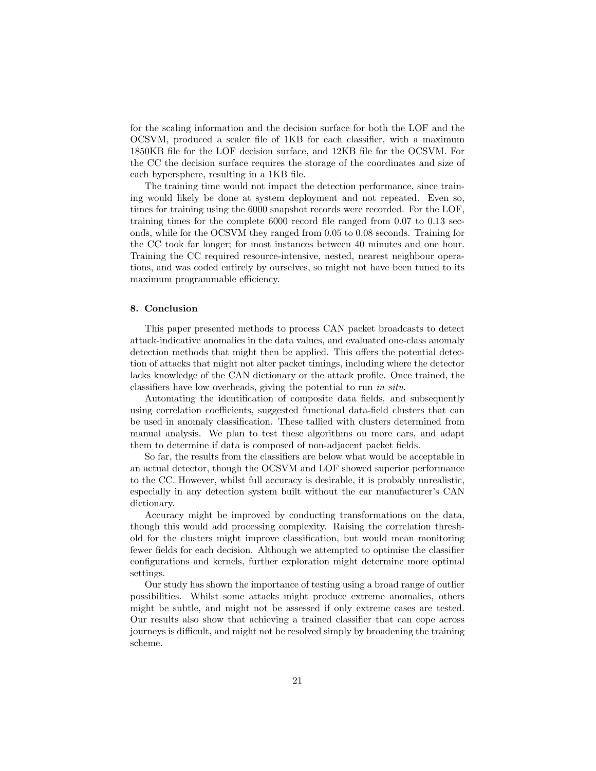for the scaling information and the decision surface for both the LOF and the OCSVM, produced a scaler file of 1KB for each classifier, with a maximum 1850KB file for the LOF decision surface, and 12KB file for the OCSVM. For the CC the decision surface requires the storage of the coordinates and size of each hypersphere, resulting in a 1KB file.

The training time would not impact the detection performance, since training would likely be done at system deployment and not repeated. Even so, times for training using the 6000 snapshot records were recorded. For the LOF, training times for the complete 6000 record file ranged from 0.07 to 0.13 seconds, while for the OCSVM they ranged from 0.05 to 0.08 seconds. Training for the CC took far longer; for most instances between 40 minutes and one hour. Training the CC required resource-intensive, nested, nearest neighbour operations, and was coded entirely by ourselves, so might not have been tuned to its maximum programmable efficiency.

## 8. Conclusion

This paper presented methods to process CAN packet broadcasts to detect attack-indicative anomalies in the data values, and evaluated one-class anomaly detection methods that might then be applied. This offers the potential detection of attacks that might not alter packet timings, including where the detector lacks knowledge of the CAN dictionary or the attack profile. Once trained, the classifiers have low overheads, giving the potential to run *in situ*.

Automating the identification of composite data fields, and subsequently using correlation coefficients, suggested functional data-field clusters that can be used in anomaly classification. These tallied with clusters determined from manual analysis. We plan to test these algorithms on more cars, and adapt them to determine if data is composed of non-adjacent packet fields.

So far, the results from the classifiers are below what would be acceptable in an actual detector, though the OCSVM and LOF showed superior performance to the CC. However, whilst full accuracy is desirable, it is probably unrealistic, especially in any detection system built without the car manufacturer's CAN dictionary.

Accuracy might be improved by conducting transformations on the data, though this would add processing complexity. Raising the correlation threshold for the clusters might improve classification, but would mean monitoring fewer fields for each decision. Although we attempted to optimise the classifier configurations and kernels, further exploration might determine more optimal settings.

Our study has shown the importance of testing using a broad range of outlier possibilities. Whilst some attacks might produce extreme anomalies, others might be subtle, and might not be assessed if only extreme cases are tested. Our results also show that achieving a trained classifier that can cope across journeys is difficult, and might not be resolved simply by broadening the training scheme.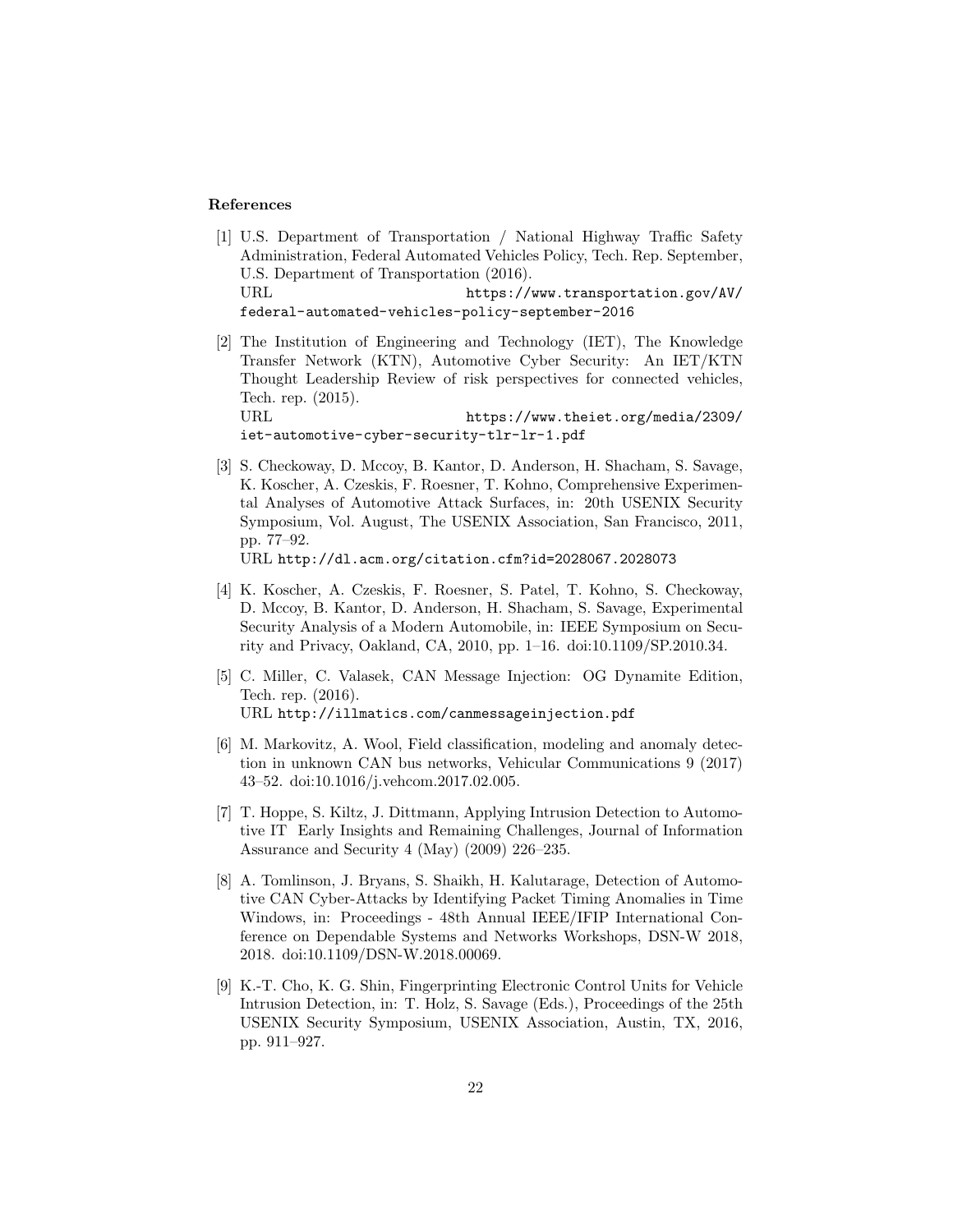**References**

[1] U.S. Department of Transportation / National Highway Traffic Safety Administration, Federal Automated Vehicles Policy, Tech. Rep. September, U.S. Department of Transportation (2016).
URL https://www.transportation.gov/AV/federal-automated-vehicles-policy-september-2016

[2] The Institution of Engineering and Technology (IET), The Knowledge Transfer Network (KTN), Automotive Cyber Security: An IET/KTN Thought Leadership Review of risk perspectives for connected vehicles, Tech. rep. (2015).
URL https://www.theiet.org/media/2309/iet-automotive-cyber-security-tlr-lr-1.pdf

[3] S. Checkoway, D. Mccoy, B. Kantor, D. Anderson, H. Shacham, S. Savage, K. Koscher, A. Czeskis, F. Roesner, T. Kohno, Comprehensive Experimental Analyses of Automotive Attack Surfaces, in: 20th USENIX Security Symposium, Vol. August, The USENIX Association, San Francisco, 2011, pp. 77–92.
URL http://dl.acm.org/citation.cfm?id=2028067.2028073

[4] K. Koscher, A. Czeskis, F. Roesner, S. Patel, T. Kohno, S. Checkoway, D. Mccoy, B. Kantor, D. Anderson, H. Shacham, S. Savage, Experimental Security Analysis of a Modern Automobile, in: IEEE Symposium on Security and Privacy, Oakland, CA, 2010, pp. 1–16. doi:10.1109/SP.2010.34.

[5] C. Miller, C. Valasek, CAN Message Injection: OG Dynamite Edition, Tech. rep. (2016).
URL http://illmatics.com/canmessageinjection.pdf

[6] M. Markovitz, A. Wool, Field classification, modeling and anomaly detection in unknown CAN bus networks, Vehicular Communications 9 (2017) 43–52. doi:10.1016/j.vehcom.2017.02.005.

[7] T. Hoppe, S. Kiltz, J. Dittmann, Applying Intrusion Detection to Automotive IT Early Insights and Remaining Challenges, Journal of Information Assurance and Security 4 (May) (2009) 226–235.

[8] A. Tomlinson, J. Bryans, S. Shaikh, H. Kalutarage, Detection of Automotive CAN Cyber-Attacks by Identifying Packet Timing Anomalies in Time Windows, in: Proceedings - 48th Annual IEEE/IFIP International Conference on Dependable Systems and Networks Workshops, DSN-W 2018, 2018. doi:10.1109/DSN-W.2018.00069.

[9] K.-T. Cho, K. G. Shin, Fingerprinting Electronic Control Units for Vehicle Intrusion Detection, in: T. Holz, S. Savage (Eds.), Proceedings of the 25th USENIX Security Symposium, USENIX Association, Austin, TX, 2016, pp. 911–927.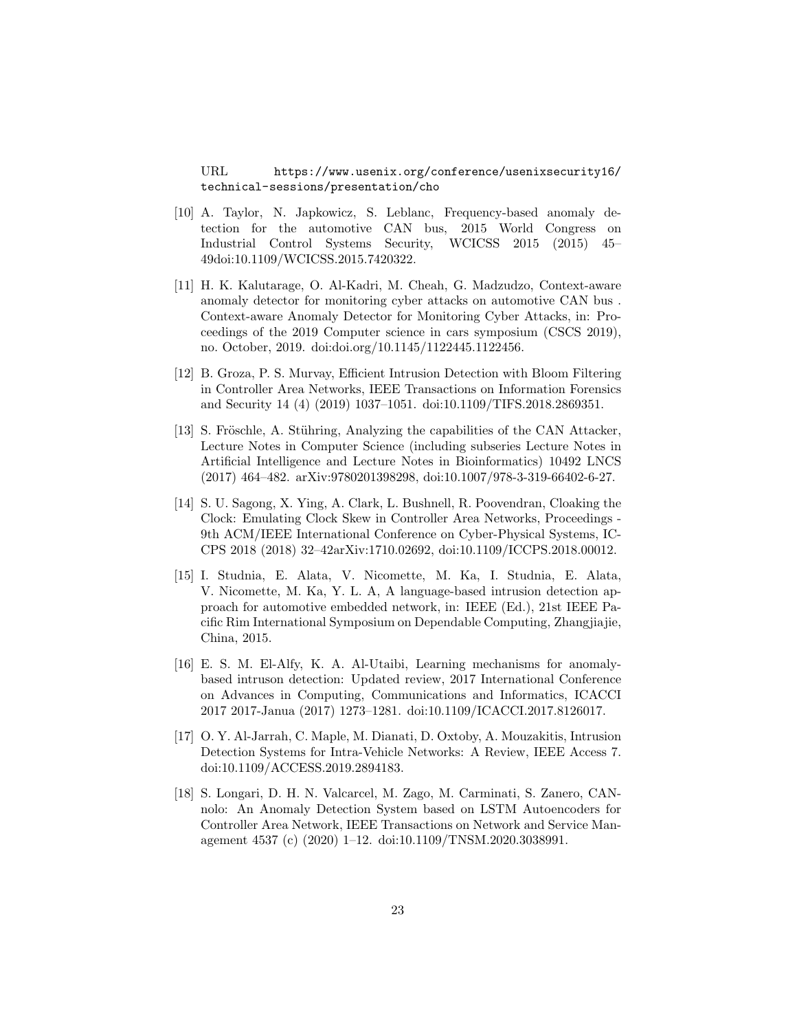URL https://www.usenix.org/conference/usenixsecurity16/technical-sessions/presentation/cho

[10] A. Taylor, N. Japkowicz, S. Leblanc, Frequency-based anomaly detection for the automotive CAN bus, 2015 World Congress on Industrial Control Systems Security, WCICSS 2015 (2015) 45–49doi:10.1109/WCICSS.2015.7420322.

[11] H. K. Kalutarage, O. Al-Kadri, M. Cheah, G. Madzudzo, Context-aware anomaly detector for monitoring cyber attacks on automotive CAN bus . Context-aware Anomaly Detector for Monitoring Cyber Attacks, in: Proceedings of the 2019 Computer science in cars symposium (CSCS 2019), no. October, 2019. doi:doi.org/10.1145/1122445.1122456.

[12] B. Groza, P. S. Murvay, Efficient Intrusion Detection with Bloom Filtering in Controller Area Networks, IEEE Transactions on Information Forensics and Security 14 (4) (2019) 1037–1051. doi:10.1109/TIFS.2018.2869351.

[13] S. Fröschle, A. Stühring, Analyzing the capabilities of the CAN Attacker, Lecture Notes in Computer Science (including subseries Lecture Notes in Artificial Intelligence and Lecture Notes in Bioinformatics) 10492 LNCS (2017) 464–482. arXiv:9780201398298, doi:10.1007/978-3-319-66402-6-27.

[14] S. U. Sagong, X. Ying, A. Clark, L. Bushnell, R. Poovendran, Cloaking the Clock: Emulating Clock Skew in Controller Area Networks, Proceedings - 9th ACM/IEEE International Conference on Cyber-Physical Systems, ICCPS 2018 (2018) 32–42arXiv:1710.02692, doi:10.1109/ICCPS.2018.00012.

[15] I. Studnia, E. Alata, V. Nicomette, M. Ka, I. Studnia, E. Alata, V. Nicomette, M. Ka, Y. L. A, A language-based intrusion detection approach for automotive embedded network, in: IEEE (Ed.), 21st IEEE Pacific Rim International Symposium on Dependable Computing, Zhangjiajie, China, 2015.

[16] E. S. M. El-Alfy, K. A. Al-Utaibi, Learning mechanisms for anomaly-based intruson detection: Updated review, 2017 International Conference on Advances in Computing, Communications and Informatics, ICACCI 2017 2017-Janua (2017) 1273–1281. doi:10.1109/ICACCI.2017.8126017.

[17] O. Y. Al-Jarrah, C. Maple, M. Dianati, D. Oxtoby, A. Mouzakitis, Intrusion Detection Systems for Intra-Vehicle Networks: A Review, IEEE Access 7. doi:10.1109/ACCESS.2019.2894183.

[18] S. Longari, D. H. N. Valcarcel, M. Zago, M. Carminati, S. Zanero, CANnolo: An Anomaly Detection System based on LSTM Autoencoders for Controller Area Network, IEEE Transactions on Network and Service Management 4537 (c) (2020) 1–12. doi:10.1109/TNSM.2020.3038991.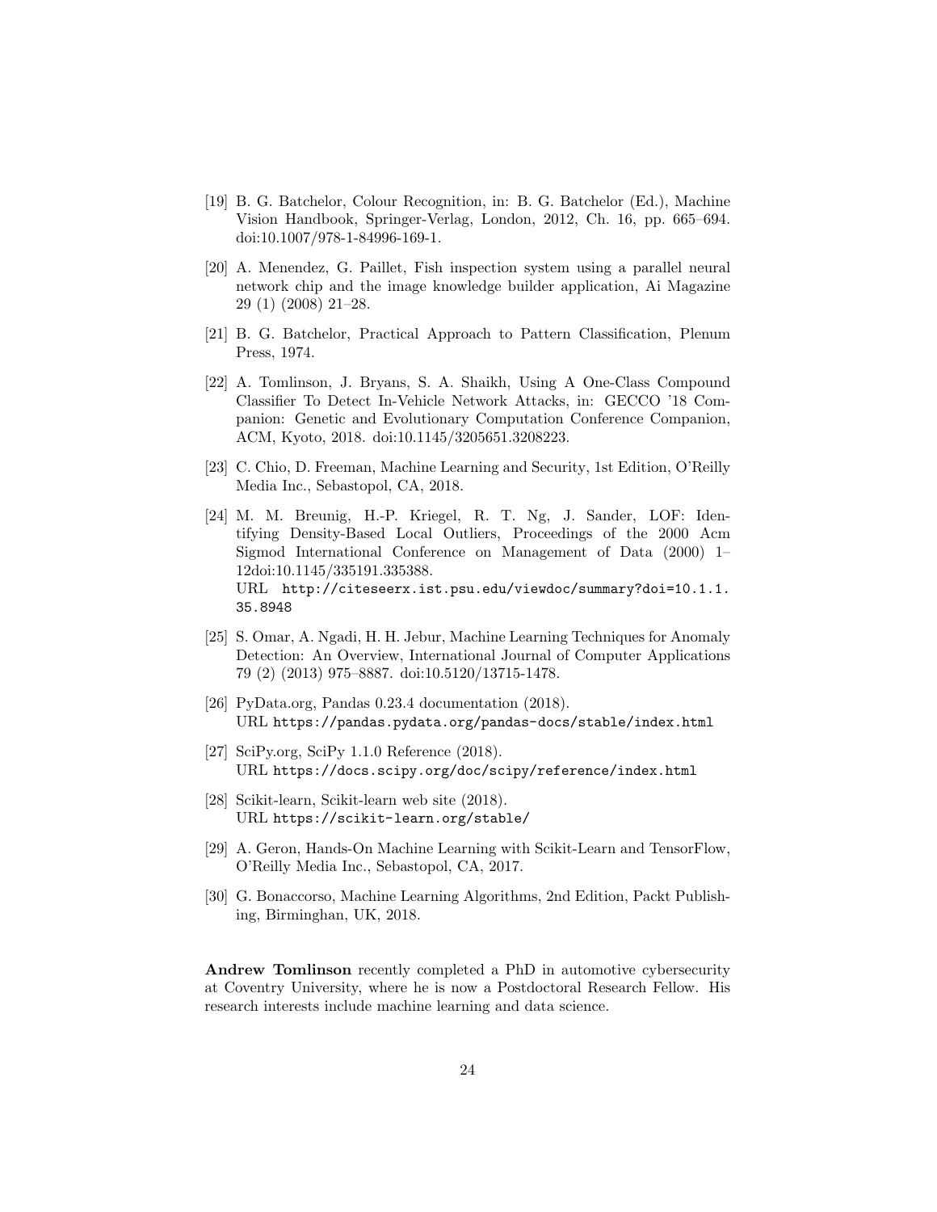[19] B. G. Batchelor, Colour Recognition, in: B. G. Batchelor (Ed.), Machine Vision Handbook, Springer-Verlag, London, 2012, Ch. 16, pp. 665–694. doi:10.1007/978-1-84996-169-1.

[20] A. Menendez, G. Paillet, Fish inspection system using a parallel neural network chip and the image knowledge builder application, Ai Magazine 29 (1) (2008) 21–28.

[21] B. G. Batchelor, Practical Approach to Pattern Classification, Plenum Press, 1974.

[22] A. Tomlinson, J. Bryans, S. A. Shaikh, Using A One-Class Compound Classifier To Detect In-Vehicle Network Attacks, in: GECCO '18 Companion: Genetic and Evolutionary Computation Conference Companion, ACM, Kyoto, 2018. doi:10.1145/3205651.3208223.

[23] C. Chio, D. Freeman, Machine Learning and Security, 1st Edition, O'Reilly Media Inc., Sebastopol, CA, 2018.

[24] M. M. Breunig, H.-P. Kriegel, R. T. Ng, J. Sander, LOF: Identifying Density-Based Local Outliers, Proceedings of the 2000 Acm Sigmod International Conference on Management of Data (2000) 1–12doi:10.1145/335191.335388.
URL http://citeseerx.ist.psu.edu/viewdoc/summary?doi=10.1.1.35.8948

[25] S. Omar, A. Ngadi, H. H. Jebur, Machine Learning Techniques for Anomaly Detection: An Overview, International Journal of Computer Applications 79 (2) (2013) 975–8887. doi:10.5120/13715-1478.

[26] PyData.org, Pandas 0.23.4 documentation (2018).
URL https://pandas.pydata.org/pandas-docs/stable/index.html

[27] SciPy.org, SciPy 1.1.0 Reference (2018).
URL https://docs.scipy.org/doc/scipy/reference/index.html

[28] Scikit-learn, Scikit-learn web site (2018).
URL https://scikit-learn.org/stable/

[29] A. Geron, Hands-On Machine Learning with Scikit-Learn and TensorFlow, O'Reilly Media Inc., Sebastopol, CA, 2017.

[30] G. Bonaccorso, Machine Learning Algorithms, 2nd Edition, Packt Publishing, Birminghan, UK, 2018.

**Andrew Tomlinson** recently completed a PhD in automotive cybersecurity at Coventry University, where he is now a Postdoctoral Research Fellow. His research interests include machine learning and data science.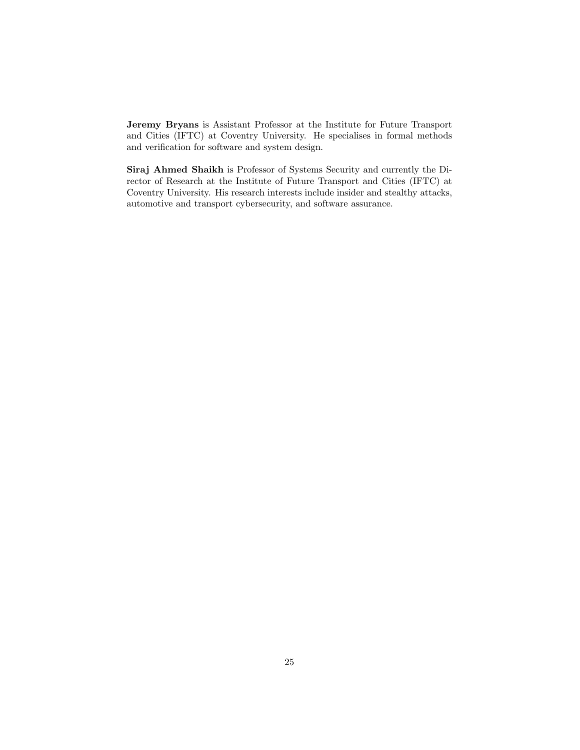**Jeremy Bryans** is Assistant Professor at the Institute for Future Transport and Cities (IFTC) at Coventry University. He specialises in formal methods and verification for software and system design.

**Siraj Ahmed Shaikh** is Professor of Systems Security and currently the Director of Research at the Institute of Future Transport and Cities (IFTC) at Coventry University. His research interests include insider and stealthy attacks, automotive and transport cybersecurity, and software assurance.